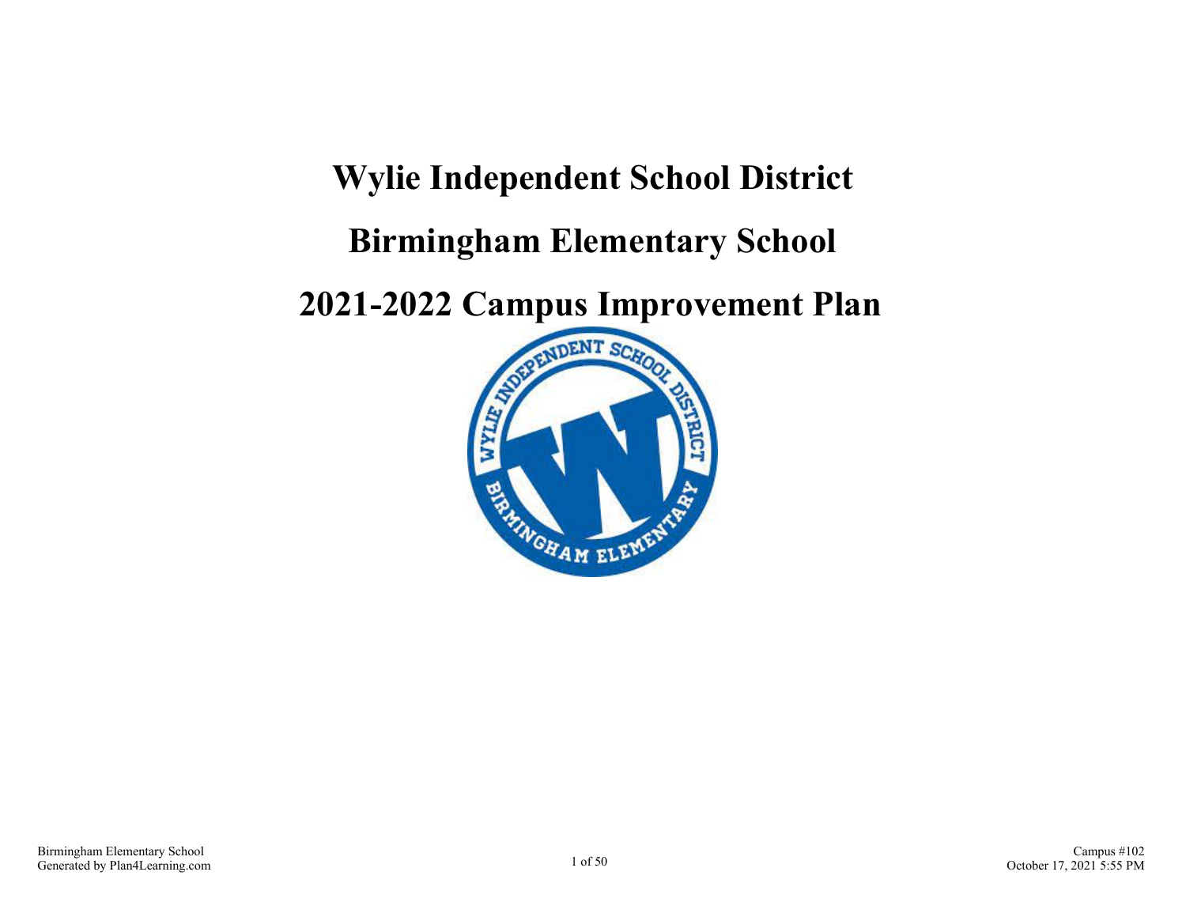# Wylie Independent School District

# Birmingham Elementary School

# 2021-2022 Campus Improvement Plan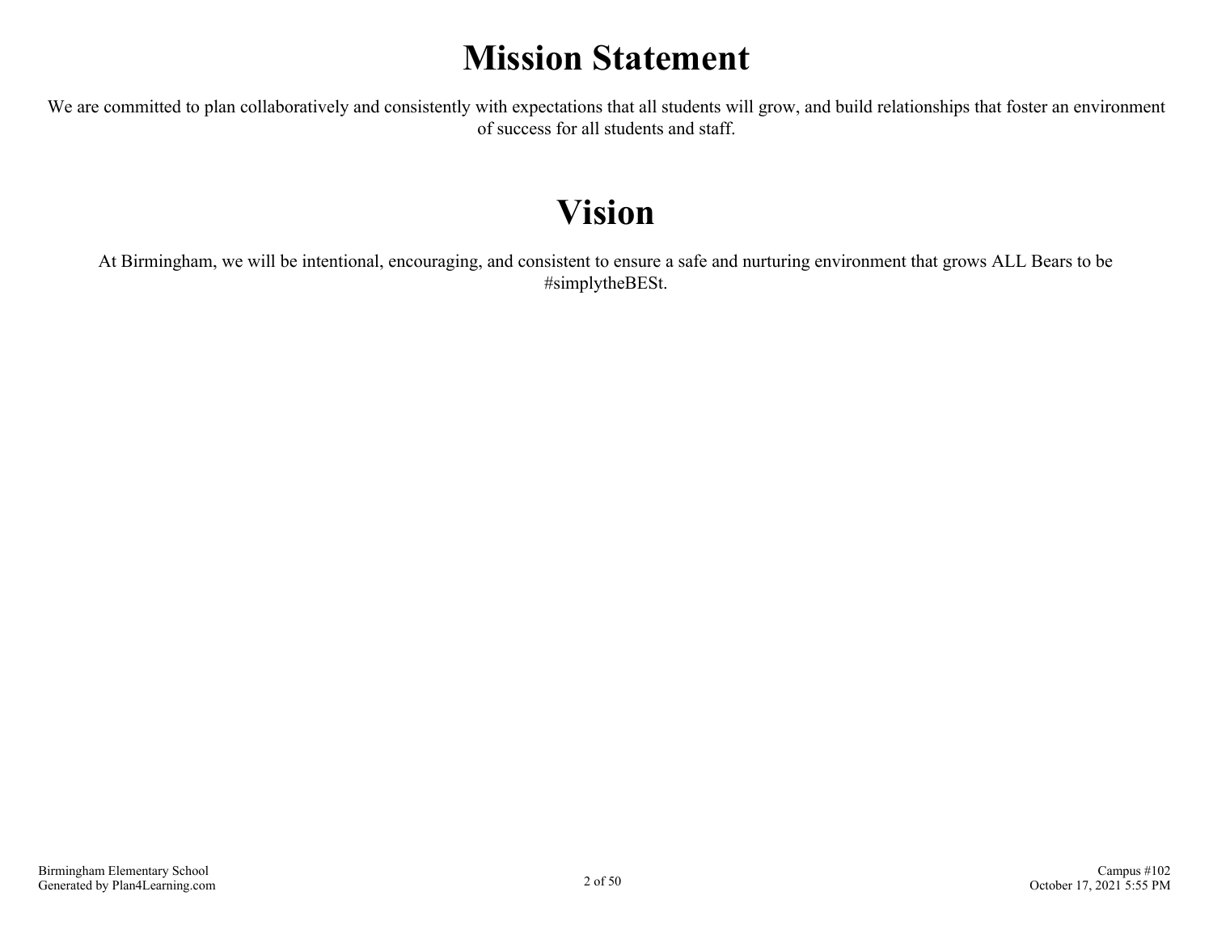# Mission Statement

We are committed to plan collaboratively and consistently with expectations that all students will grow, and build relationships that foster an environment of success for all students and staff.

# Vision

At Birmingham, we will be intentional, encouraging, and consistent to ensure a safe and nurturing environment that grows ALL Bears to be #simplytheBESt.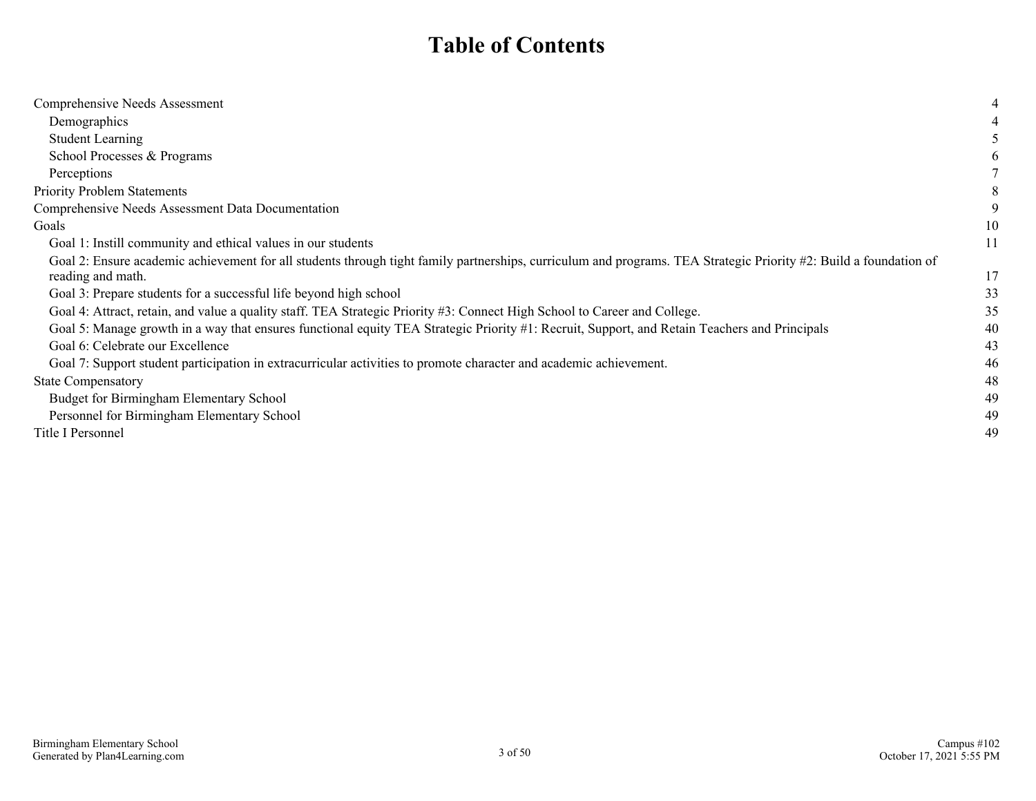# Table of Contents

| | |
|---|---|
| Comprehensive Needs Assessment | 4 |
| Demographics | 4 |
| Student Learning | 5 |
| School Processes & Programs | 6 |
| Perceptions | 7 |
| Priority Problem Statements | 8 |
| Comprehensive Needs Assessment Data Documentation | 9 |
| Goals | 10 |
| Goal 1: Instill community and ethical values in our students | 11 |
| Goal 2: Ensure academic achievement for all students through tight family partnerships, curriculum and programs. TEA Strategic Priority #2: Build a foundation of reading and math. | 17 |
| Goal 3: Prepare students for a successful life beyond high school | 33 |
| Goal 4: Attract, retain, and value a quality staff. TEA Strategic Priority #3: Connect High School to Career and College. | 35 |
| Goal 5: Manage growth in a way that ensures functional equity TEA Strategic Priority #1: Recruit, Support, and Retain Teachers and Principals | 40 |
| Goal 6: Celebrate our Excellence | 43 |
| Goal 7: Support student participation in extracurricular activities to promote character and academic achievement. | 46 |
| State Compensatory | 48 |
| Budget for Birmingham Elementary School | 49 |
| Personnel for Birmingham Elementary School | 49 |
| Title I Personnel | 49 |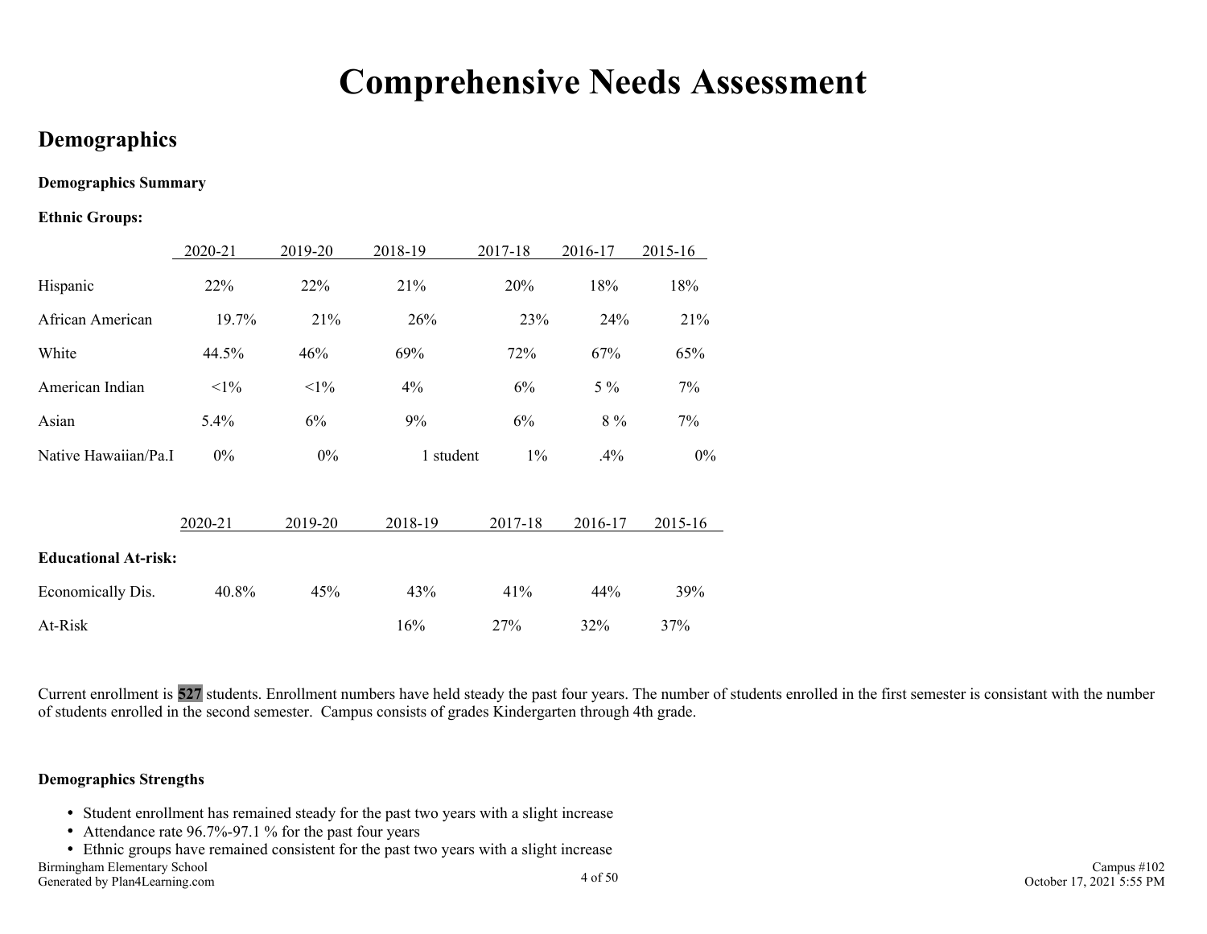# Comprehensive Needs Assessment

## Demographics

**Demographics Summary**

**Ethnic Groups:**

| | 2020-21 | 2019-20 | 2018-19 | 2017-18 | 2016-17 | 2015-16 |
|---|---|---|---|---|---|---|
| Hispanic | 22% | 22% | 21% | 20% | 18% | 18% |
| African American | 19.7% | 21% | 26% | 23% | 24% | 21% |
| White | 44.5% | 46% | 69% | 72% | 67% | 65% |
| American Indian | <1% | <1% | 4% | 6% | 5 % | 7% |
| Asian | 5.4% | 6% | 9% | 6% | 8 % | 7% |
| Native Hawaiian/Pa.I | 0% | 0% | 1 student | 1% | .4% | 0% |

| | 2020-21 | 2019-20 | 2018-19 | 2017-18 | 2016-17 | 2015-16 |
|---|---|---|---|---|---|---|
| **Educational At-risk:** | | | | | | |
| Economically Dis. | 40.8% | 45% | 43% | 41% | 44% | 39% |
| At-Risk | | | 16% | 27% | 32% | 37% |

Current enrollment is **527** students. Enrollment numbers have held steady the past four years. The number of students enrolled in the first semester is consistant with the number of students enrolled in the second semester. Campus consists of grades Kindergarten through 4th grade.

**Demographics Strengths**

- Student enrollment has remained steady for the past two years with a slight increase
- Attendance rate 96.7%-97.1 % for the past four years
- Ethnic groups have remained consistent for the past two years with a slight increase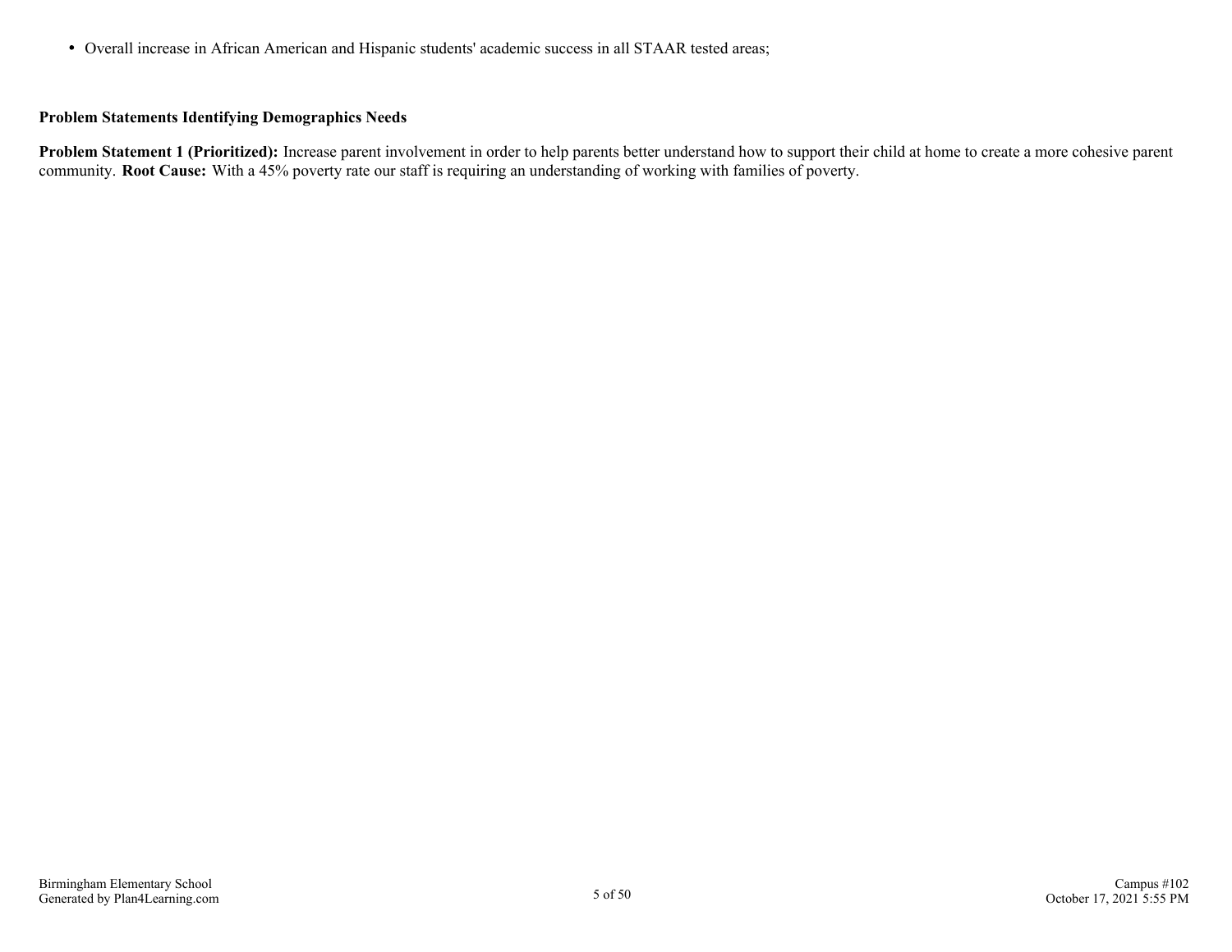- Overall increase in African American and Hispanic students' academic success in all STAAR tested areas;

**Problem Statements Identifying Demographics Needs**

**Problem Statement 1 (Prioritized):** Increase parent involvement in order to help parents better understand how to support their child at home to create a more cohesive parent community. **Root Cause:** With a 45% poverty rate our staff is requiring an understanding of working with families of poverty.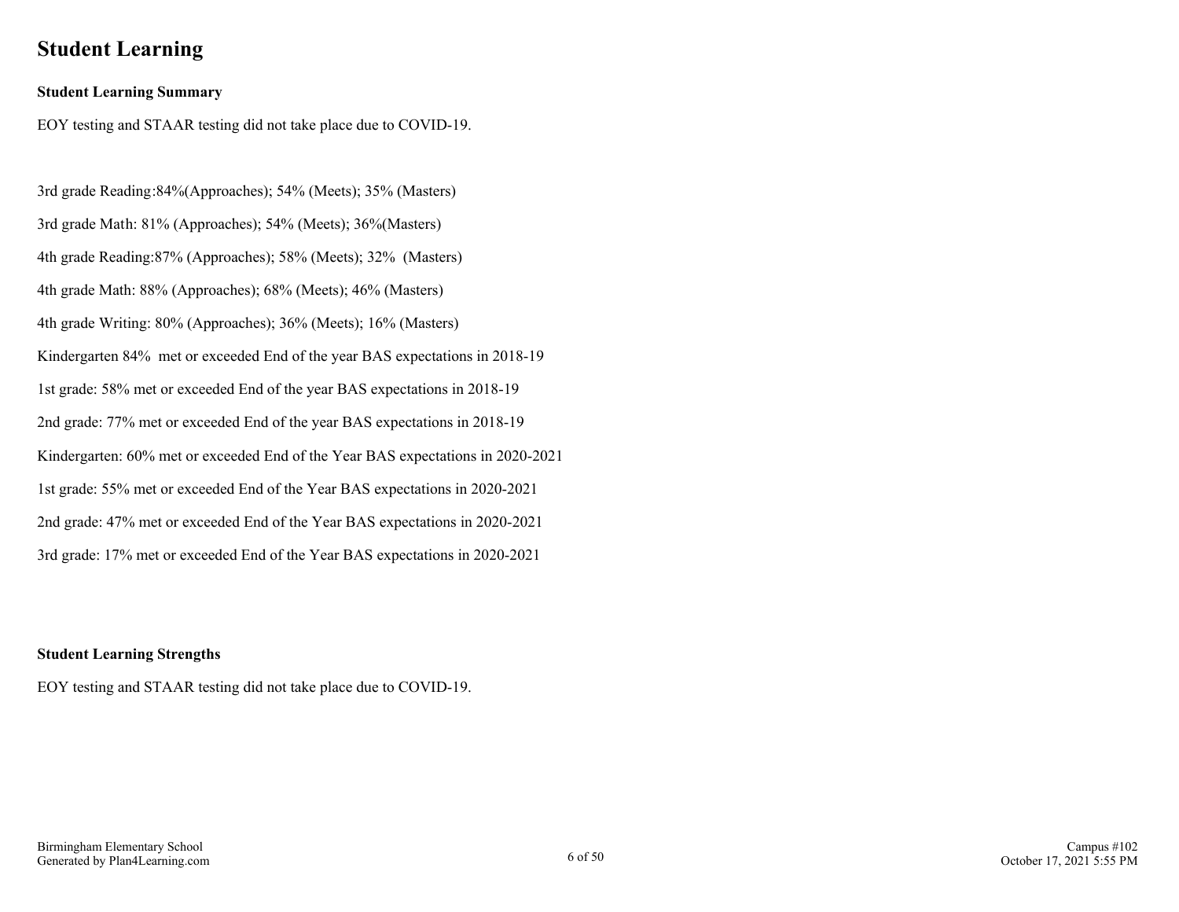# Student Learning

**Student Learning Summary**

EOY testing and STAAR testing did not take place due to COVID-19.

3rd grade Reading:84%(Approaches); 54% (Meets); 35% (Masters)

3rd grade Math: 81% (Approaches); 54% (Meets); 36%(Masters)

4th grade Reading:87% (Approaches); 58% (Meets); 32% (Masters)

4th grade Math: 88% (Approaches); 68% (Meets); 46% (Masters)

4th grade Writing: 80% (Approaches); 36% (Meets); 16% (Masters)

Kindergarten 84% met or exceeded End of the year BAS expectations in 2018-19

1st grade: 58% met or exceeded End of the year BAS expectations in 2018-19

2nd grade: 77% met or exceeded End of the year BAS expectations in 2018-19

Kindergarten: 60% met or exceeded End of the Year BAS expectations in 2020-2021

1st grade: 55% met or exceeded End of the Year BAS expectations in 2020-2021

2nd grade: 47% met or exceeded End of the Year BAS expectations in 2020-2021

3rd grade: 17% met or exceeded End of the Year BAS expectations in 2020-2021

**Student Learning Strengths**

EOY testing and STAAR testing did not take place due to COVID-19.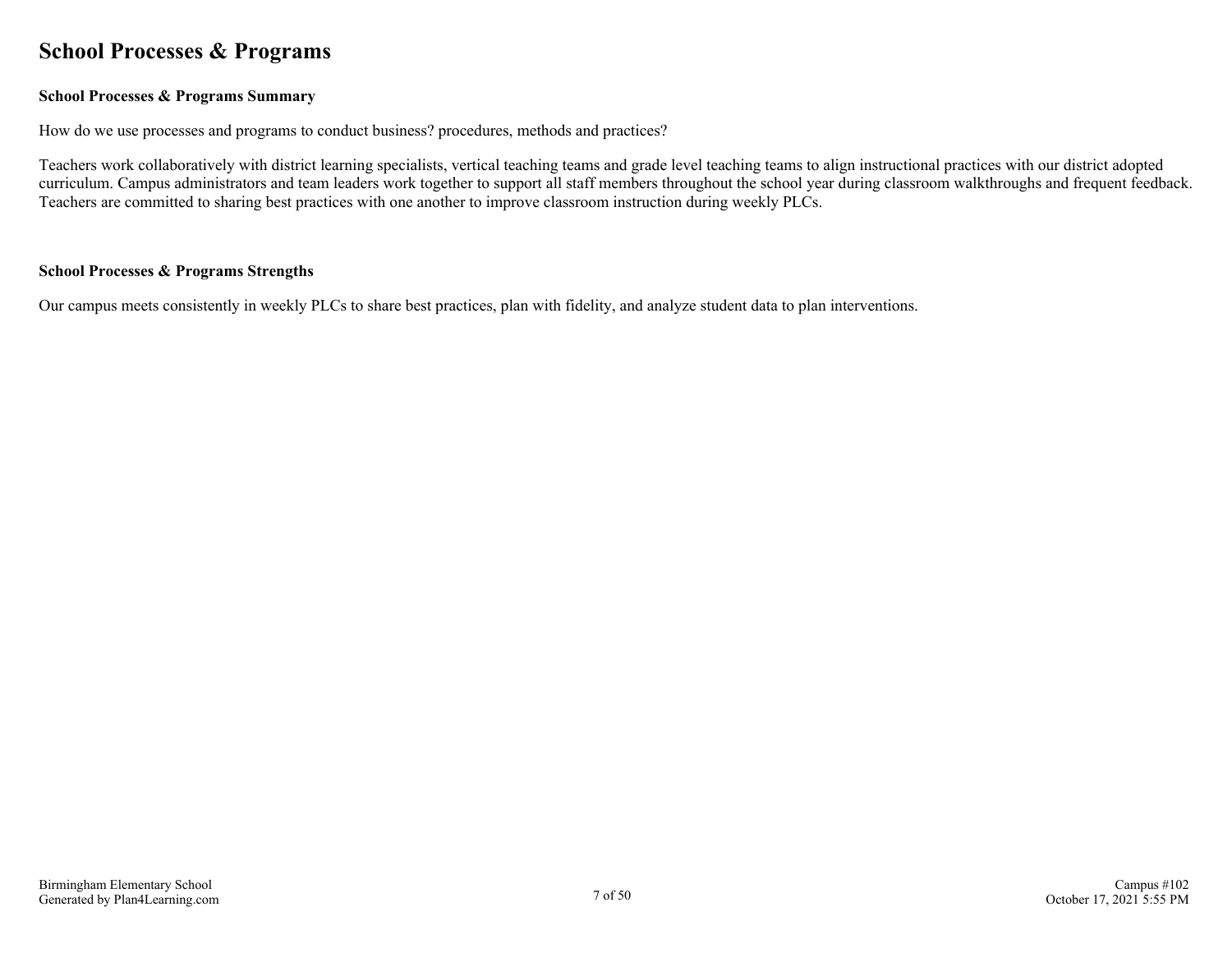# School Processes & Programs

### School Processes & Programs Summary

How do we use processes and programs to conduct business? procedures, methods and practices?

Teachers work collaboratively with district learning specialists, vertical teaching teams and grade level teaching teams to align instructional practices with our district adopted curriculum. Campus administrators and team leaders work together to support all staff members throughout the school year during classroom walkthroughs and frequent feedback. Teachers are committed to sharing best practices with one another to improve classroom instruction during weekly PLCs.

### School Processes & Programs Strengths

Our campus meets consistently in weekly PLCs to share best practices, plan with fidelity, and analyze student data to plan interventions.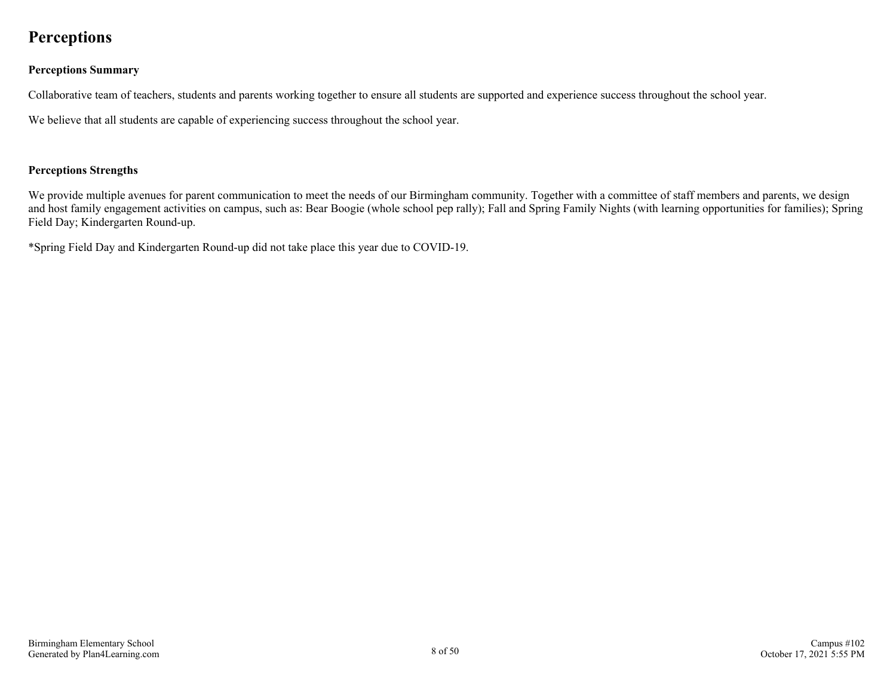# Perceptions

## Perceptions Summary

Collaborative team of teachers, students and parents working together to ensure all students are supported and experience success throughout the school year.

We believe that all students are capable of experiencing success throughout the school year.

## Perceptions Strengths

We provide multiple avenues for parent communication to meet the needs of our Birmingham community. Together with a committee of staff members and parents, we design and host family engagement activities on campus, such as: Bear Boogie (whole school pep rally); Fall and Spring Family Nights (with learning opportunities for families); Spring Field Day; Kindergarten Round-up.

*Spring Field Day and Kindergarten Round-up did not take place this year due to COVID-19.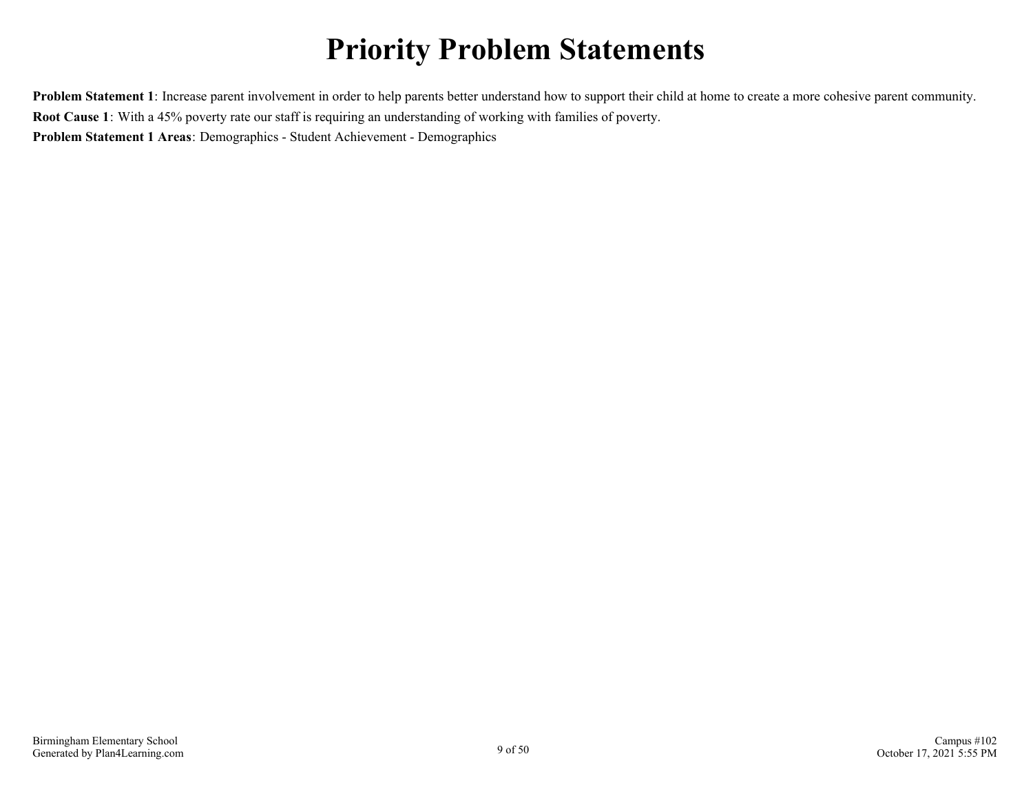# Priority Problem Statements

**Problem Statement 1**: Increase parent involvement in order to help parents better understand how to support their child at home to create a more cohesive parent community.

**Root Cause 1**: With a 45% poverty rate our staff is requiring an understanding of working with families of poverty.

**Problem Statement 1 Areas**: Demographics - Student Achievement - Demographics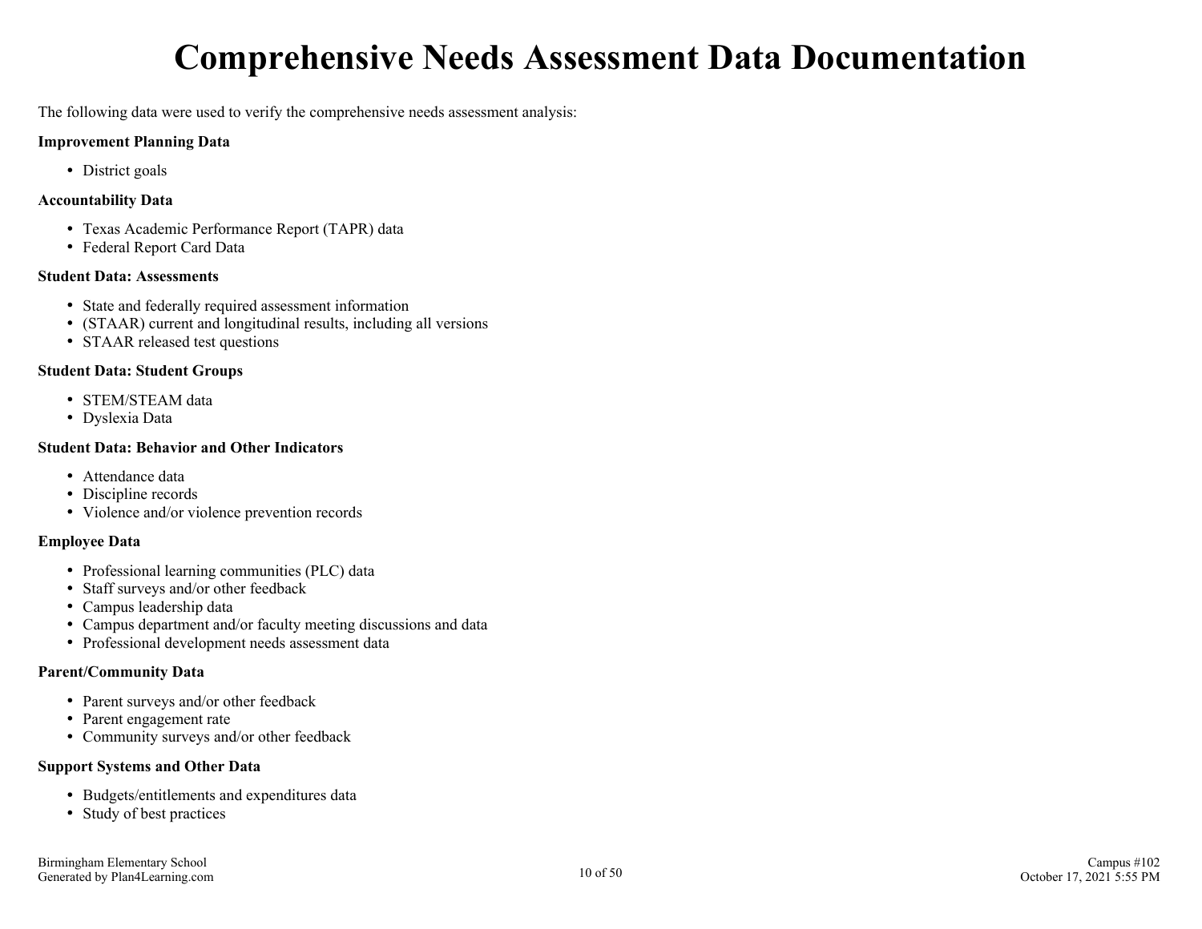# Comprehensive Needs Assessment Data Documentation

The following data were used to verify the comprehensive needs assessment analysis:

**Improvement Planning Data**

- District goals

**Accountability Data**

- Texas Academic Performance Report (TAPR) data
- Federal Report Card Data

**Student Data: Assessments**

- State and federally required assessment information
- (STAAR) current and longitudinal results, including all versions
- STAAR released test questions

**Student Data: Student Groups**

- STEM/STEAM data
- Dyslexia Data

**Student Data: Behavior and Other Indicators**

- Attendance data
- Discipline records
- Violence and/or violence prevention records

**Employee Data**

- Professional learning communities (PLC) data
- Staff surveys and/or other feedback
- Campus leadership data
- Campus department and/or faculty meeting discussions and data
- Professional development needs assessment data

**Parent/Community Data**

- Parent surveys and/or other feedback
- Parent engagement rate
- Community surveys and/or other feedback

**Support Systems and Other Data**

- Budgets/entitlements and expenditures data
- Study of best practices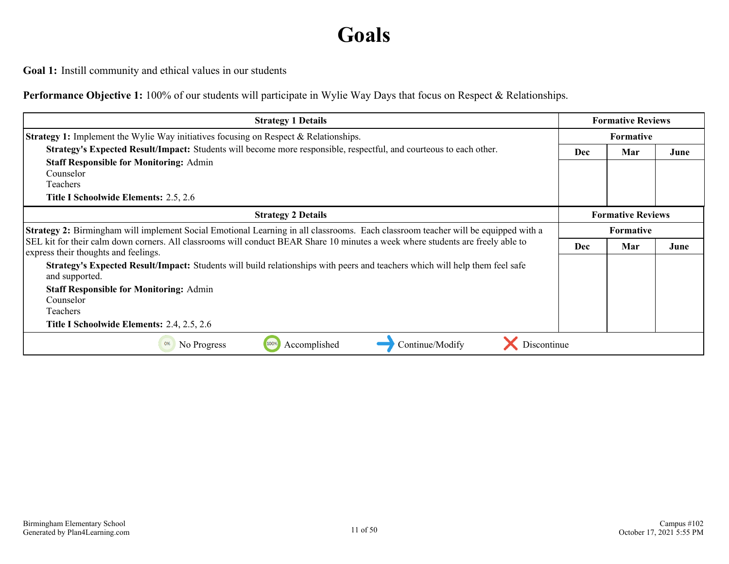# Goals

**Goal 1:** Instill community and ethical values in our students

**Performance Objective 1:** 100% of our students will participate in Wylie Way Days that focus on Respect & Relationships.

| Strategy 1 Details | Formative Reviews | | |
|---|---|---|---|
| | Formative | | |
| | Dec | Mar | June |
| **Strategy 1:** Implement the Wylie Way initiatives focusing on Respect & Relationships.<br>**Strategy's Expected Result/Impact:** Students will become more responsible, respectful, and courteous to each other.<br>**Staff Responsible for Monitoring:** Admin<br>Counselor<br>Teachers<br>**Title I Schoolwide Elements:** 2.5, 2.6 | | | |

| Strategy 2 Details | Formative Reviews | | |
|---|---|---|---|
| | Formative | | |
| | Dec | Mar | June |
| **Strategy 2:** Birmingham will implement Social Emotional Learning in all classrooms. Each classroom teacher will be equipped with a SEL kit for their calm down corners. All classrooms will conduct BEAR Share 10 minutes a week where students are freely able to express their thoughts and feelings.<br>**Strategy's Expected Result/Impact:** Students will build relationships with peers and teachers which will help them feel safe and supported.<br>**Staff Responsible for Monitoring:** Admin<br>Counselor<br>Teachers<br>**Title I Schoolwide Elements:** 2.4, 2.5, 2.6 | | | |

0% No Progress | 100% Accomplished | Continue/Modify | Discontinue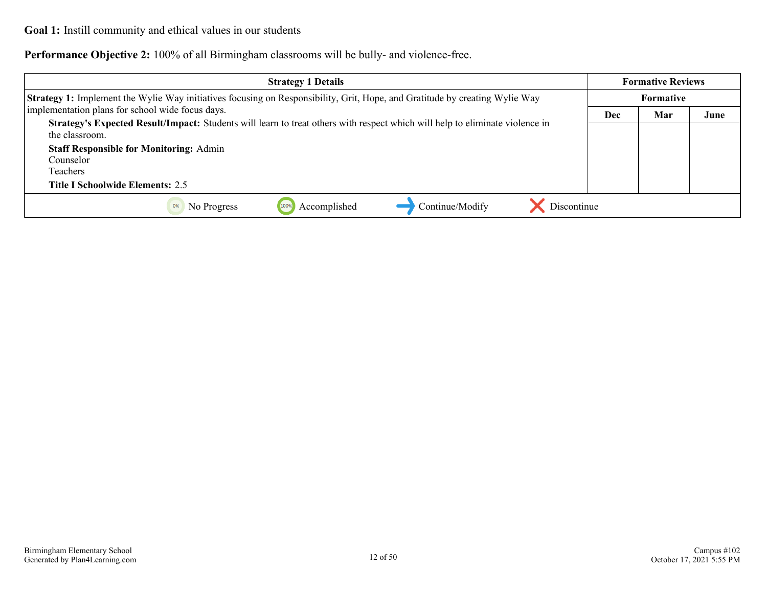**Goal 1:** Instill community and ethical values in our students

**Performance Objective 2:** 100% of all Birmingham classrooms will be bully- and violence-free.

| Strategy 1 Details | Formative Reviews | | |
|---|---|---|---|
| | Formative | | |
| | Dec | Mar | June |
| **Strategy 1:** Implement the Wylie Way initiatives focusing on Responsibility, Grit, Hope, and Gratitude by creating Wylie Way implementation plans for school wide focus days.<br>**Strategy's Expected Result/Impact:** Students will learn to treat others with respect which will help to eliminate violence in the classroom.<br>**Staff Responsible for Monitoring:** Admin<br>Counselor<br>Teachers<br>**Title I Schoolwide Elements:** 2.5 | | | |

0% No Progress | 100% Accomplished | Continue/Modify | Discontinue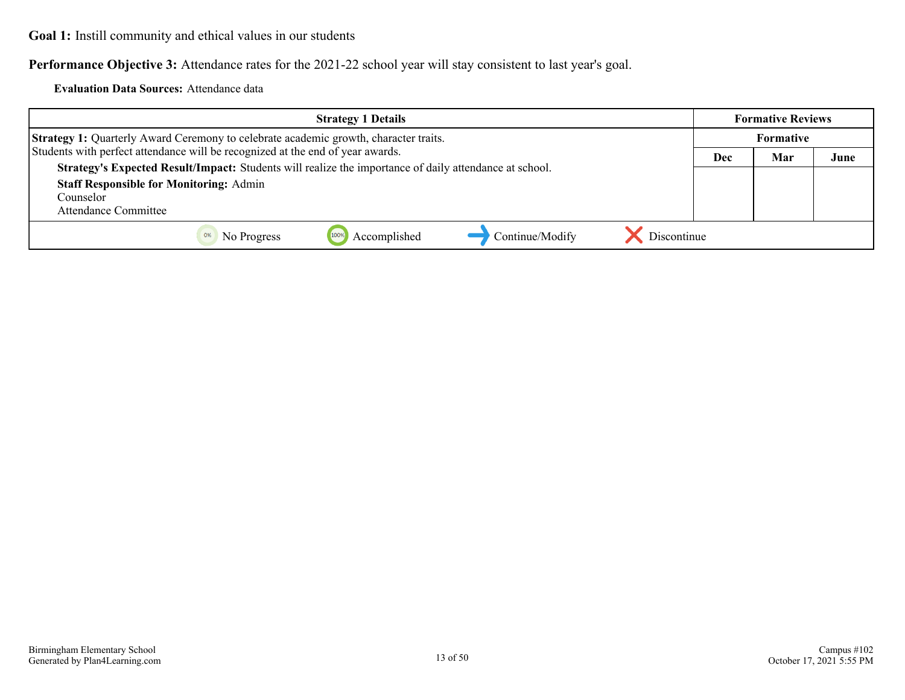**Goal 1:** Instill community and ethical values in our students

**Performance Objective 3:** Attendance rates for the 2021-22 school year will stay consistent to last year's goal.

**Evaluation Data Sources:** Attendance data

| Strategy 1 Details | Formative Reviews | | |
|---|---|---|---|
| | Formative | | |
| | Dec | Mar | June |
| **Strategy 1:** Quarterly Award Ceremony to celebrate academic growth, character traits. Students with perfect attendance will be recognized at the end of year awards.<br>**Strategy's Expected Result/Impact:** Students will realize the importance of daily attendance at school.<br>**Staff Responsible for Monitoring:** Admin<br>Counselor<br>Attendance Committee | | | |

No Progress | Accomplished | Continue/Modify | Discontinue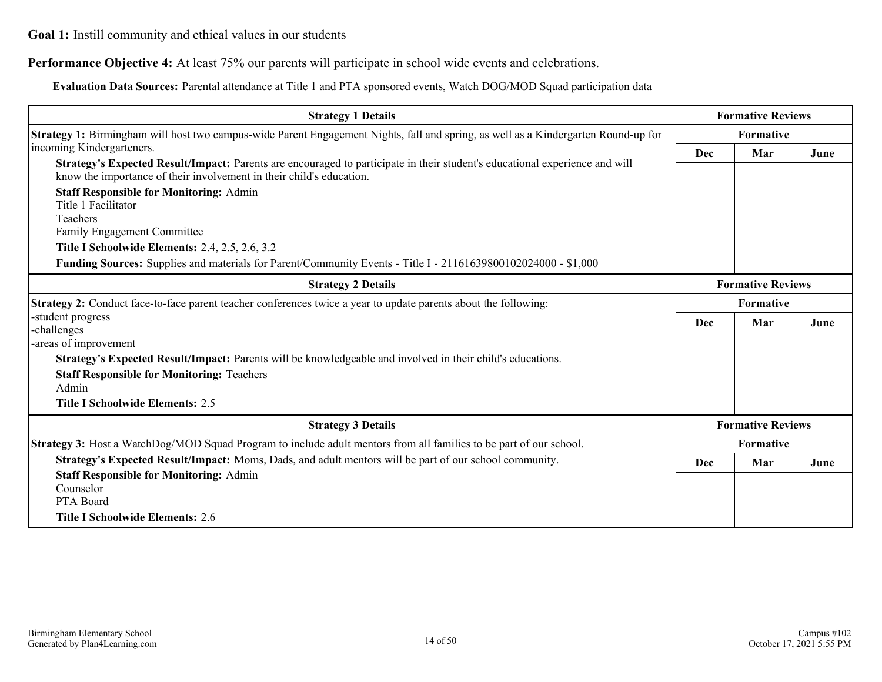**Goal 1:** Instill community and ethical values in our students

**Performance Objective 4:** At least 75% our parents will participate in school wide events and celebrations.

**Evaluation Data Sources:** Parental attendance at Title 1 and PTA sponsored events, Watch DOG/MOD Squad participation data

| Strategy 1 Details | Formative Reviews | | |
|---|---|---|---|
| | Formative | | |
| | Dec | Mar | June |
| **Strategy 1:** Birmingham will host two campus-wide Parent Engagement Nights, fall and spring, as well as a Kindergarten Round-up for incoming Kindergarteners.<br>**Strategy's Expected Result/Impact:** Parents are encouraged to participate in their student's educational experience and will know the importance of their involvement in their child's education.<br>**Staff Responsible for Monitoring:** Admin<br>Title 1 Facilitator<br>Teachers<br>Family Engagement Committee<br>**Title I Schoolwide Elements:** 2.4, 2.5, 2.6, 3.2<br>**Funding Sources:** Supplies and materials for Parent/Community Events - Title I - 2116163980010202400​0 - $1,000 | | | |

| Strategy 2 Details | Formative Reviews | | |
|---|---|---|---|
| | Formative | | |
| | Dec | Mar | June |
| **Strategy 2:** Conduct face-to-face parent teacher conferences twice a year to update parents about the following:<br>-student progress<br>-challenges<br>-areas of improvement<br>**Strategy's Expected Result/Impact:** Parents will be knowledgeable and involved in their child's educations.<br>**Staff Responsible for Monitoring:** Teachers<br>Admin<br>**Title I Schoolwide Elements:** 2.5 | | | |

| Strategy 3 Details | Formative Reviews | | |
|---|---|---|---|
| | Formative | | |
| | Dec | Mar | June |
| **Strategy 3:** Host a WatchDog/MOD Squad Program to include adult mentors from all families to be part of our school.<br>**Strategy's Expected Result/Impact:** Moms, Dads, and adult mentors will be part of our school community.<br>**Staff Responsible for Monitoring:** Admin<br>Counselor<br>PTA Board<br>**Title I Schoolwide Elements:** 2.6 | | | |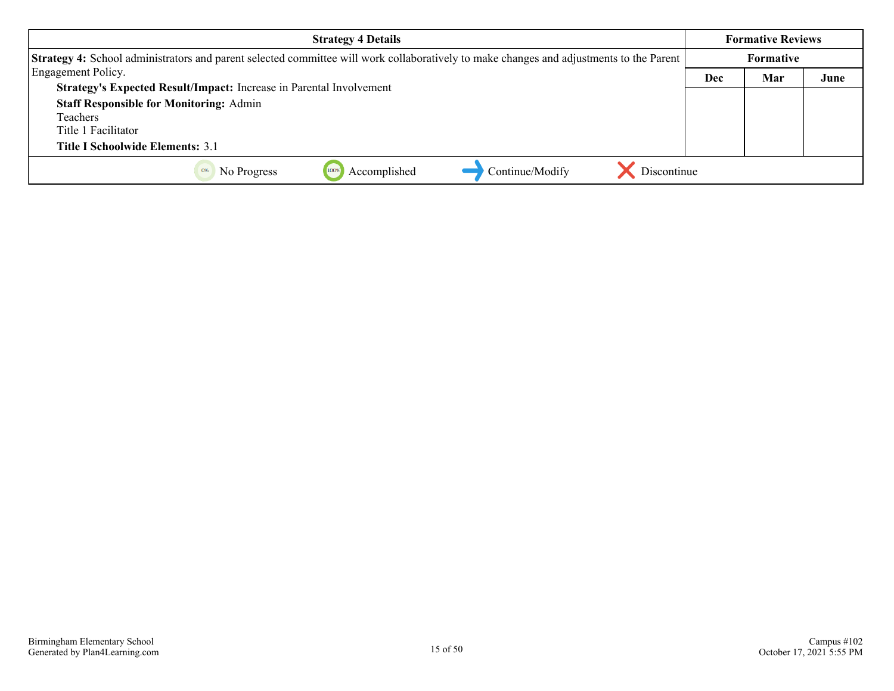| Strategy 4 Details | Formative Reviews | | |
|---|---|---|---|
| | Formative | | |
| **Strategy 4:** School administrators and parent selected committee will work collaboratively to make changes and adjustments to the Parent Engagement Policy.<br>**Strategy's Expected Result/Impact:** Increase in Parental Involvement<br>**Staff Responsible for Monitoring:** Admin<br>Teachers<br>Title 1 Facilitator<br>**Title I Schoolwide Elements:** 3.1 | Dec | Mar | June |
| | | | |

No Progress | Accomplished | Continue/Modify | Discontinue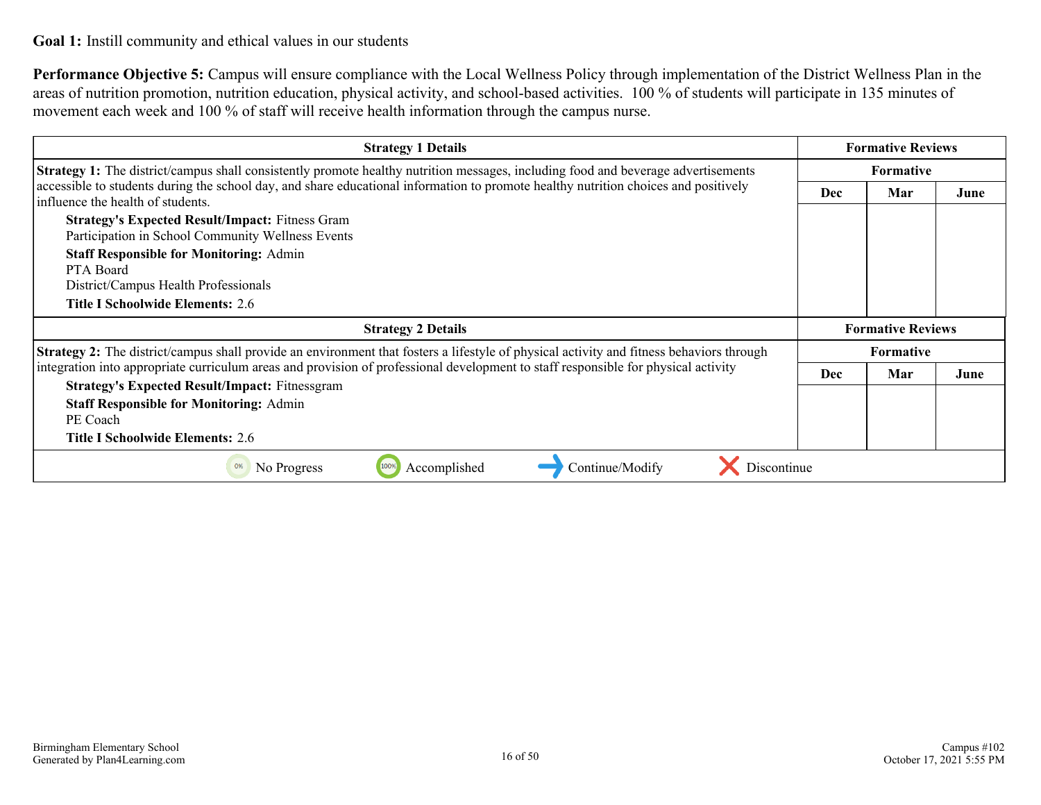**Goal 1:** Instill community and ethical values in our students

**Performance Objective 5:** Campus will ensure compliance with the Local Wellness Policy through implementation of the District Wellness Plan in the areas of nutrition promotion, nutrition education, physical activity, and school-based activities. 100 % of students will participate in 135 minutes of movement each week and 100 % of staff will receive health information through the campus nurse.

| Strategy 1 Details | Formative Reviews | | |
|---|---|---|---|
| | Formative | | |
| **Strategy 1:** The district/campus shall consistently promote healthy nutrition messages, including food and beverage advertisements accessible to students during the school day, and share educational information to promote healthy nutrition choices and positively influence the health of students.<br>**Strategy's Expected Result/Impact:** Fitness Gram<br>Participation in School Community Wellness Events<br>**Staff Responsible for Monitoring:** Admin<br>PTA Board<br>District/Campus Health Professionals<br>**Title I Schoolwide Elements:** 2.6 | Dec | Mar | June |

| Strategy 2 Details | Formative Reviews | | |
|---|---|---|---|
| | Formative | | |
| **Strategy 2:** The district/campus shall provide an environment that fosters a lifestyle of physical activity and fitness behaviors through integration into appropriate curriculum areas and provision of professional development to staff responsible for physical activity<br>**Strategy's Expected Result/Impact:** Fitnessgram<br>**Staff Responsible for Monitoring:** Admin<br>PE Coach<br>**Title I Schoolwide Elements:** 2.6 | Dec | Mar | June |

0% No Progress | 100% Accomplished | Continue/Modify | Discontinue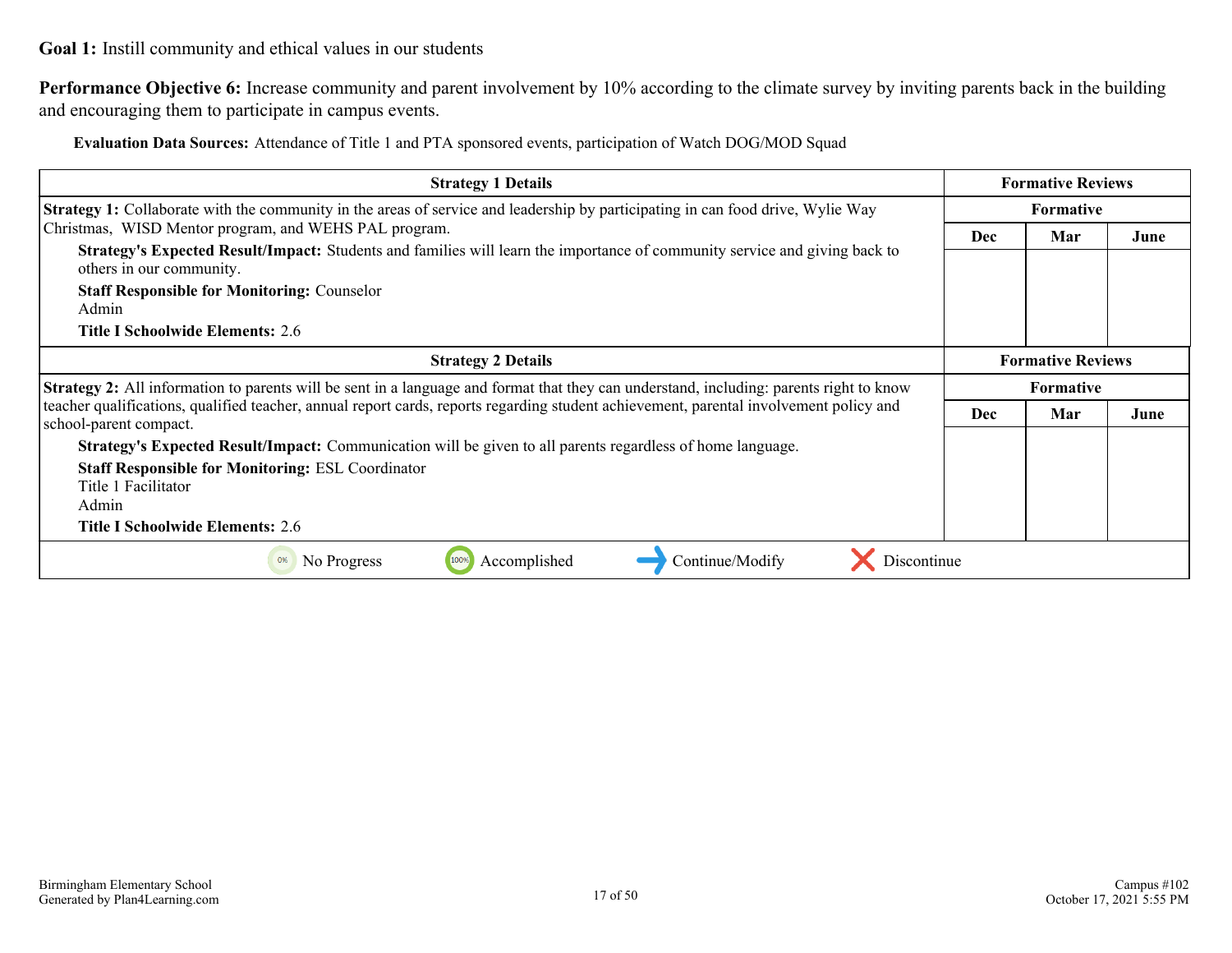**Goal 1:** Instill community and ethical values in our students

**Performance Objective 6:** Increase community and parent involvement by 10% according to the climate survey by inviting parents back in the building and encouraging them to participate in campus events.

**Evaluation Data Sources:** Attendance of Title 1 and PTA sponsored events, participation of Watch DOG/MOD Squad

| Strategy 1 Details | Formative Reviews | | |
|---|---|---|---|
| | Formative | | |
| | Dec | Mar | June |
| **Strategy 1:** Collaborate with the community in the areas of service and leadership by participating in can food drive, Wylie Way Christmas, WISD Mentor program, and WEHS PAL program.<br>**Strategy's Expected Result/Impact:** Students and families will learn the importance of community service and giving back to others in our community.<br>**Staff Responsible for Monitoring:** Counselor<br>Admin<br>**Title I Schoolwide Elements:** 2.6 | | | |

| Strategy 2 Details | Formative Reviews | | |
|---|---|---|---|
| | Formative | | |
| | Dec | Mar | June |
| **Strategy 2:** All information to parents will be sent in a language and format that they can understand, including: parents right to know teacher qualifications, qualified teacher, annual report cards, reports regarding student achievement, parental involvement policy and school-parent compact.<br>**Strategy's Expected Result/Impact:** Communication will be given to all parents regardless of home language.<br>**Staff Responsible for Monitoring:** ESL Coordinator<br>Title 1 Facilitator<br>Admin<br>**Title I Schoolwide Elements:** 2.6 | | | |

0% No Progress | 100% Accomplished | Continue/Modify | Discontinue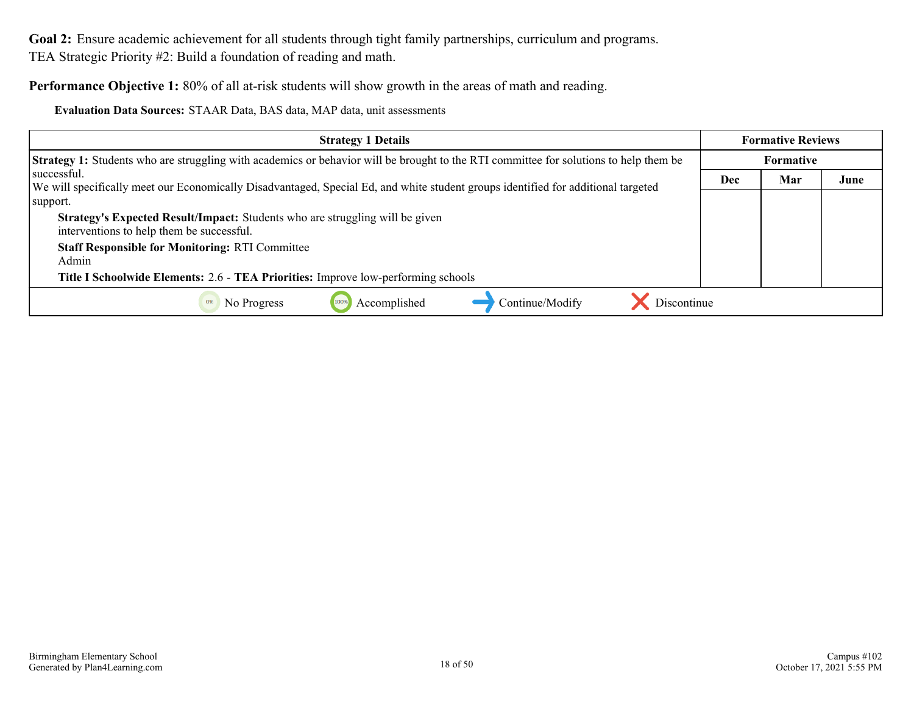**Goal 2:** Ensure academic achievement for all students through tight family partnerships, curriculum and programs.
TEA Strategic Priority #2: Build a foundation of reading and math.

**Performance Objective 1:** 80% of all at-risk students will show growth in the areas of math and reading.

**Evaluation Data Sources:** STAAR Data, BAS data, MAP data, unit assessments

| Strategy 1 Details | Formative Reviews | | |
|---|---|---|---|
| | Formative | | |
| | Dec | Mar | June |
| **Strategy 1:** Students who are struggling with academics or behavior will be brought to the RTI committee for solutions to help them be successful.<br>We will specifically meet our Economically Disadvantaged, Special Ed, and white student groups identified for additional targeted support.<br>**Strategy's Expected Result/Impact:** Students who are struggling will be given interventions to help them be successful.<br>**Staff Responsible for Monitoring:** RTI Committee<br>Admin<br>**Title I Schoolwide Elements:** 2.6 - **TEA Priorities:** Improve low-performing schools | | | |

No Progress | Accomplished | Continue/Modify | Discontinue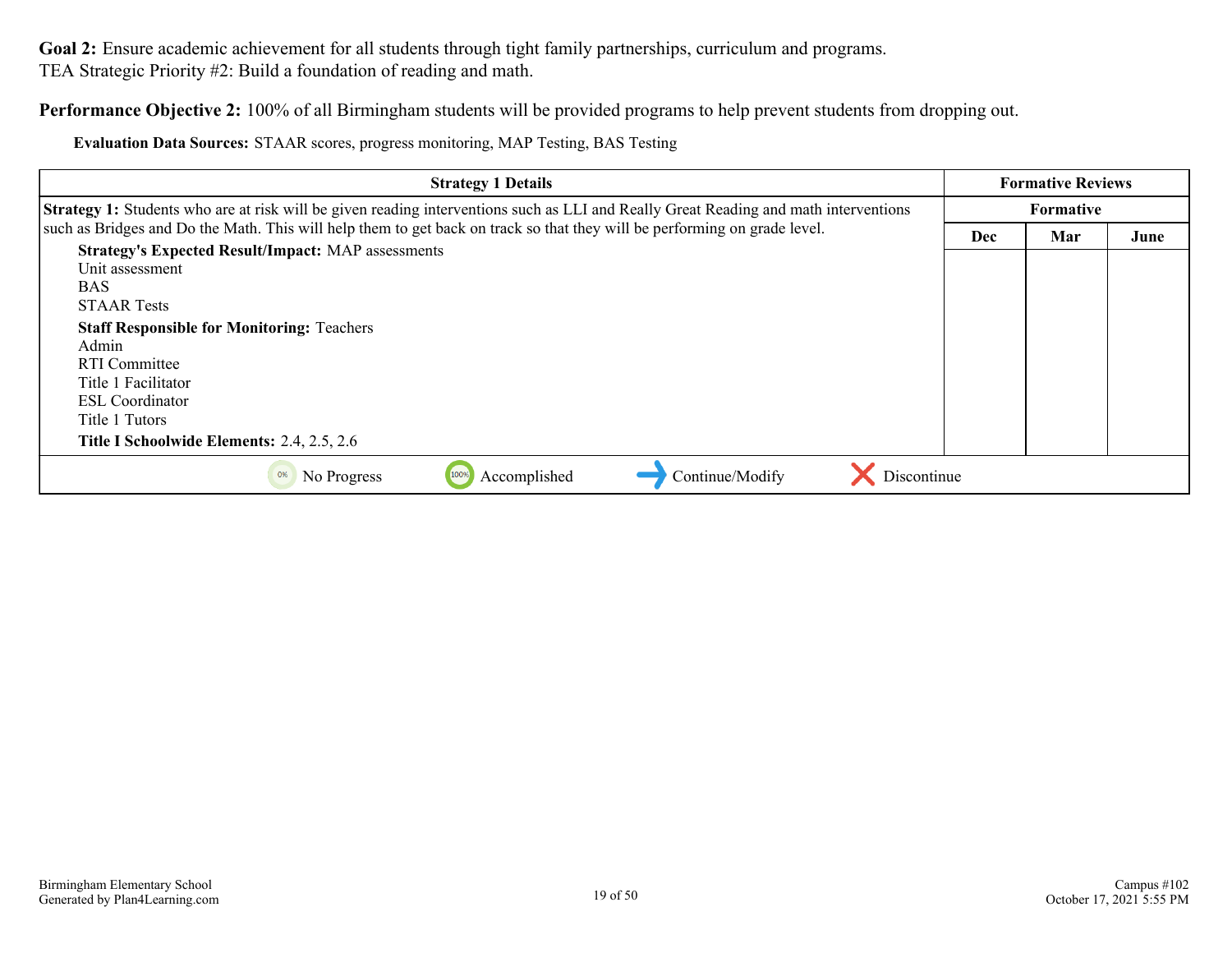**Goal 2:** Ensure academic achievement for all students through tight family partnerships, curriculum and programs.
TEA Strategic Priority #2: Build a foundation of reading and math.

**Performance Objective 2:** 100% of all Birmingham students will be provided programs to help prevent students from dropping out.

**Evaluation Data Sources:** STAAR scores, progress monitoring, MAP Testing, BAS Testing

| Strategy 1 Details | Formative Reviews | | |
|---|---|---|---|
| | Formative | | |
| | Dec | Mar | June |
| **Strategy 1:** Students who are at risk will be given reading interventions such as LLI and Really Great Reading and math interventions such as Bridges and Do the Math. This will help them to get back on track so that they will be performing on grade level.<br>**Strategy's Expected Result/Impact:** MAP assessments<br>Unit assessment<br>BAS<br>STAAR Tests<br>**Staff Responsible for Monitoring:** Teachers<br>Admin<br>RTI Committee<br>Title 1 Facilitator<br>ESL Coordinator<br>Title 1 Tutors<br>**Title I Schoolwide Elements:** 2.4, 2.5, 2.6 | | | |
| 0% No Progress &nbsp;&nbsp; 100% Accomplished &nbsp;&nbsp; → Continue/Modify &nbsp;&nbsp; ✕ Discontinue | | | |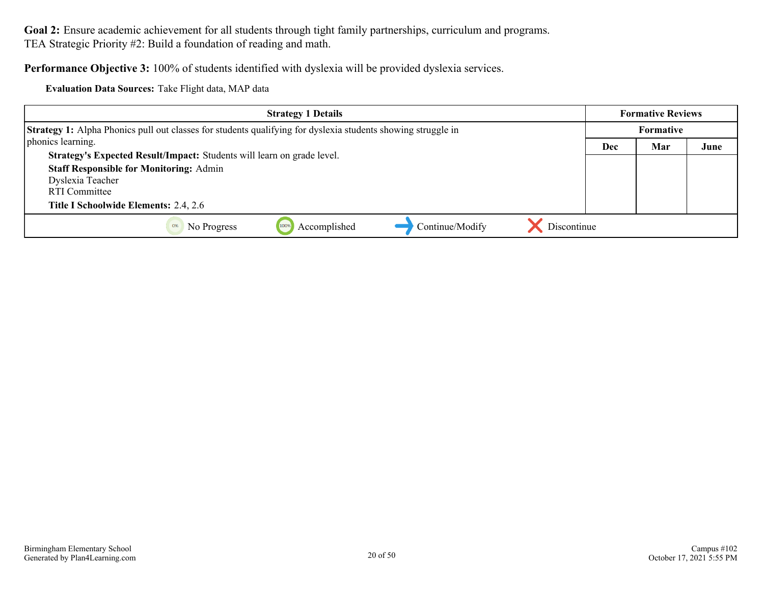**Goal 2:** Ensure academic achievement for all students through tight family partnerships, curriculum and programs.
TEA Strategic Priority #2: Build a foundation of reading and math.

**Performance Objective 3:** 100% of students identified with dyslexia will be provided dyslexia services.

**Evaluation Data Sources:** Take Flight data, MAP data

| Strategy 1 Details | Formative Reviews | | |
|---|---|---|---|
| | Formative | | |
| | Dec | Mar | June |
| **Strategy 1:** Alpha Phonics pull out classes for students qualifying for dyslexia students showing struggle in phonics learning.<br>**Strategy's Expected Result/Impact:** Students will learn on grade level.<br>**Staff Responsible for Monitoring:** Admin<br>Dyslexia Teacher<br>RTI Committee<br>**Title I Schoolwide Elements:** 2.4, 2.6 | | | |

No Progress | Accomplished | Continue/Modify | Discontinue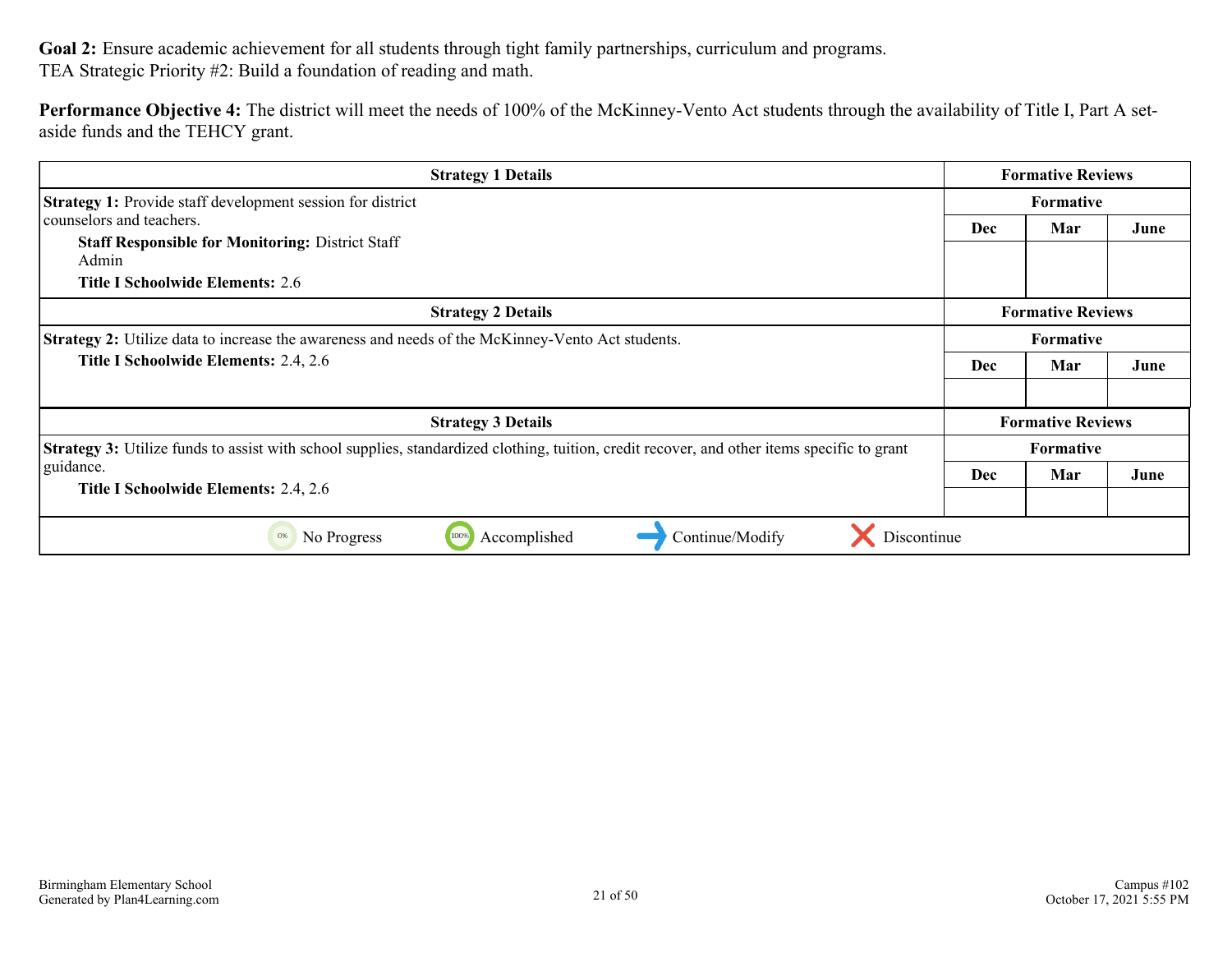**Goal 2:** Ensure academic achievement for all students through tight family partnerships, curriculum and programs.
TEA Strategic Priority #2: Build a foundation of reading and math.

**Performance Objective 4:** The district will meet the needs of 100% of the McKinney-Vento Act students through the availability of Title I, Part A set-aside funds and the TEHCY grant.

| Strategy 1 Details | Formative Reviews | | |
|---|---|---|---|
| **Strategy 1:** Provide staff development session for district counselors and teachers.<br>**Staff Responsible for Monitoring:** District Staff Admin<br>**Title I Schoolwide Elements:** 2.6 | Formative | | |
| | Dec | Mar | June |
| | | | |

| Strategy 2 Details | Formative Reviews | | |
|---|---|---|---|
| **Strategy 2:** Utilize data to increase the awareness and needs of the McKinney-Vento Act students.<br>**Title I Schoolwide Elements:** 2.4, 2.6 | Formative | | |
| | Dec | Mar | June |
| | | | |

| Strategy 3 Details | Formative Reviews | | |
|---|---|---|---|
| **Strategy 3:** Utilize funds to assist with school supplies, standardized clothing, tuition, credit recover, and other items specific to grant guidance.<br>**Title I Schoolwide Elements:** 2.4, 2.6 | Formative | | |
| | Dec | Mar | June |
| | | | |

0% No Progress | 100% Accomplished | Continue/Modify | Discontinue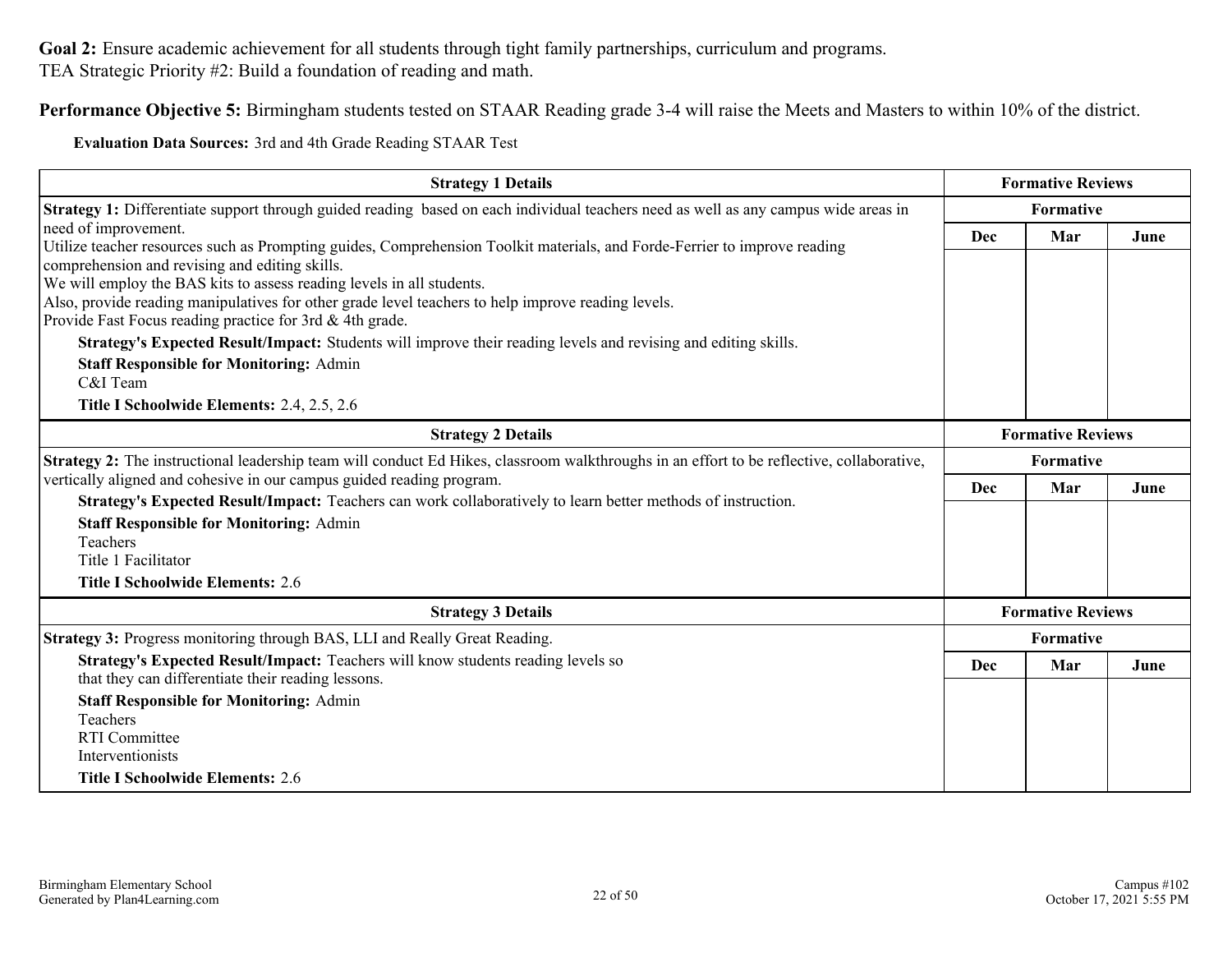**Goal 2:** Ensure academic achievement for all students through tight family partnerships, curriculum and programs.
TEA Strategic Priority #2: Build a foundation of reading and math.

**Performance Objective 5:** Birmingham students tested on STAAR Reading grade 3-4 will raise the Meets and Masters to within 10% of the district.

**Evaluation Data Sources:** 3rd and 4th Grade Reading STAAR Test

| Strategy 1 Details | Formative Reviews | | |
|---|---|---|---|
| | Formative | | |
| **Strategy 1:** Differentiate support through guided reading based on each individual teachers need as well as any campus wide areas in need of improvement.<br>Utilize teacher resources such as Prompting guides, Comprehension Toolkit materials, and Forde-Ferrier to improve reading comprehension and revising and editing skills.<br>We will employ the BAS kits to assess reading levels in all students.<br>Also, provide reading manipulatives for other grade level teachers to help improve reading levels.<br>Provide Fast Focus reading practice for 3rd & 4th grade.<br>**Strategy's Expected Result/Impact:** Students will improve their reading levels and revising and editing skills.<br>**Staff Responsible for Monitoring:** Admin<br>C&I Team<br>**Title I Schoolwide Elements:** 2.4, 2.5, 2.6 | Dec | Mar | June |

| Strategy 2 Details | Formative Reviews | | |
|---|---|---|---|
| | Formative | | |
| **Strategy 2:** The instructional leadership team will conduct Ed Hikes, classroom walkthroughs in an effort to be reflective, collaborative, vertically aligned and cohesive in our campus guided reading program.<br>**Strategy's Expected Result/Impact:** Teachers can work collaboratively to learn better methods of instruction.<br>**Staff Responsible for Monitoring:** Admin<br>Teachers<br>Title 1 Facilitator<br>**Title I Schoolwide Elements:** 2.6 | Dec | Mar | June |

| Strategy 3 Details | Formative Reviews | | |
|---|---|---|---|
| | Formative | | |
| **Strategy 3:** Progress monitoring through BAS, LLI and Really Great Reading.<br>**Strategy's Expected Result/Impact:** Teachers will know students reading levels so that they can differentiate their reading lessons.<br>**Staff Responsible for Monitoring:** Admin<br>Teachers<br>RTI Committee<br>Interventionists<br>**Title I Schoolwide Elements:** 2.6 | Dec | Mar | June |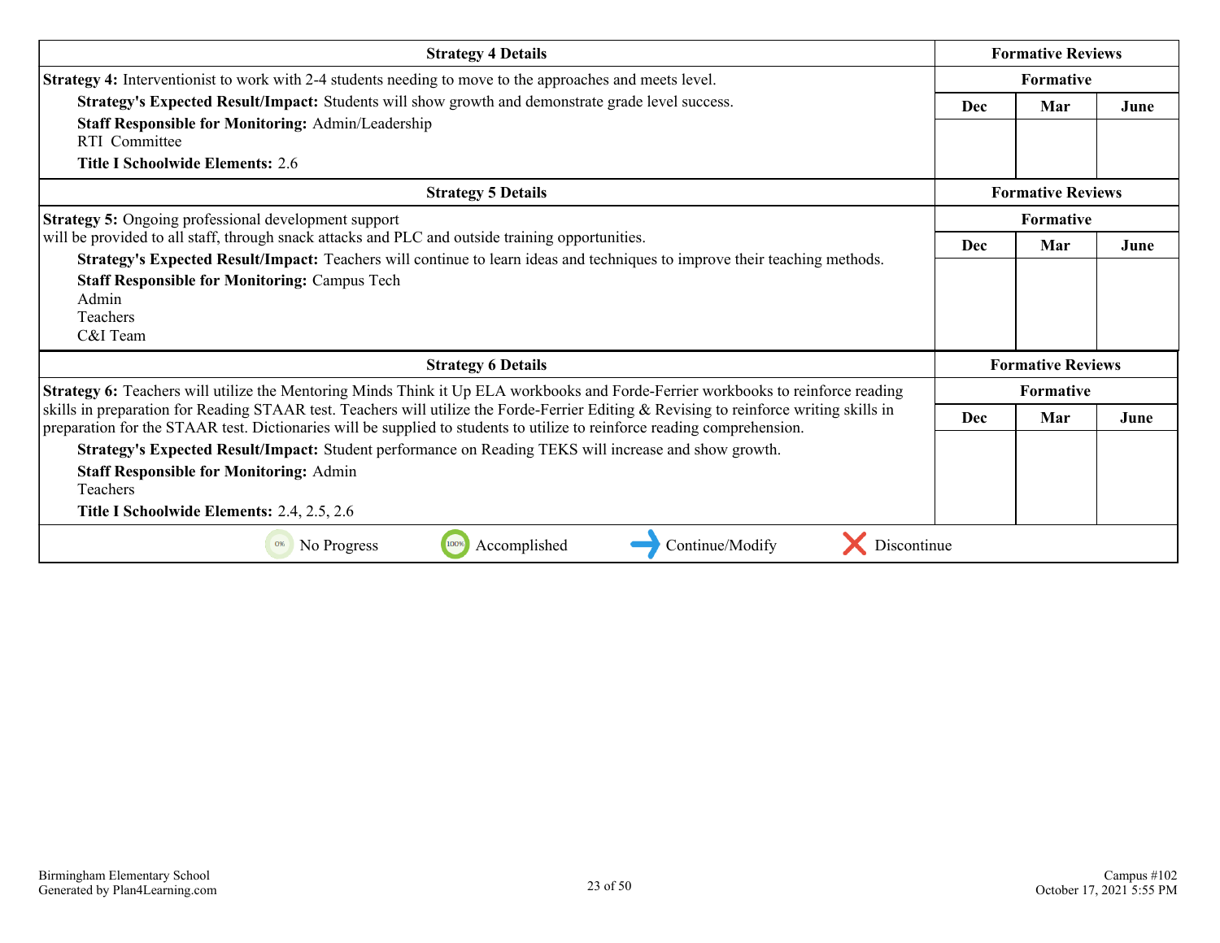| Strategy 4 Details | Formative Reviews | | |
| --- | --- | --- | --- |
| **Strategy 4:** Interventionist to work with 2-4 students needing to move to the approaches and meets level. | Formative | | |
| **Strategy's Expected Result/Impact:** Students will show growth and demonstrate grade level success. **Staff Responsible for Monitoring:** Admin/Leadership RTI Committee **Title I Schoolwide Elements:** 2.6 | Dec | Mar | June |
| | | | |

| Strategy 5 Details | Formative Reviews | | |
| --- | --- | --- | --- |
| **Strategy 5:** Ongoing professional development support will be provided to all staff, through snack attacks and PLC and outside training opportunities. | Formative | | |
| **Strategy's Expected Result/Impact:** Teachers will continue to learn ideas and techniques to improve their teaching methods. **Staff Responsible for Monitoring:** Campus Tech Admin Teachers C&I Team | Dec | Mar | June |
| | | | |

| Strategy 6 Details | Formative Reviews | | |
| --- | --- | --- | --- |
| **Strategy 6:** Teachers will utilize the Mentoring Minds Think it Up ELA workbooks and Forde-Ferrier workbooks to reinforce reading skills in preparation for Reading STAAR test. Teachers will utilize the Forde-Ferrier Editing & Revising to reinforce writing skills in preparation for the STAAR test. Dictionaries will be supplied to students to utilize to reinforce reading comprehension. | Formative | | |
| **Strategy's Expected Result/Impact:** Student performance on Reading TEKS will increase and show growth. **Staff Responsible for Monitoring:** Admin Teachers **Title I Schoolwide Elements:** 2.4, 2.5, 2.6 | Dec | Mar | June |
| | | | |

No Progress | Accomplished | Continue/Modify | Discontinue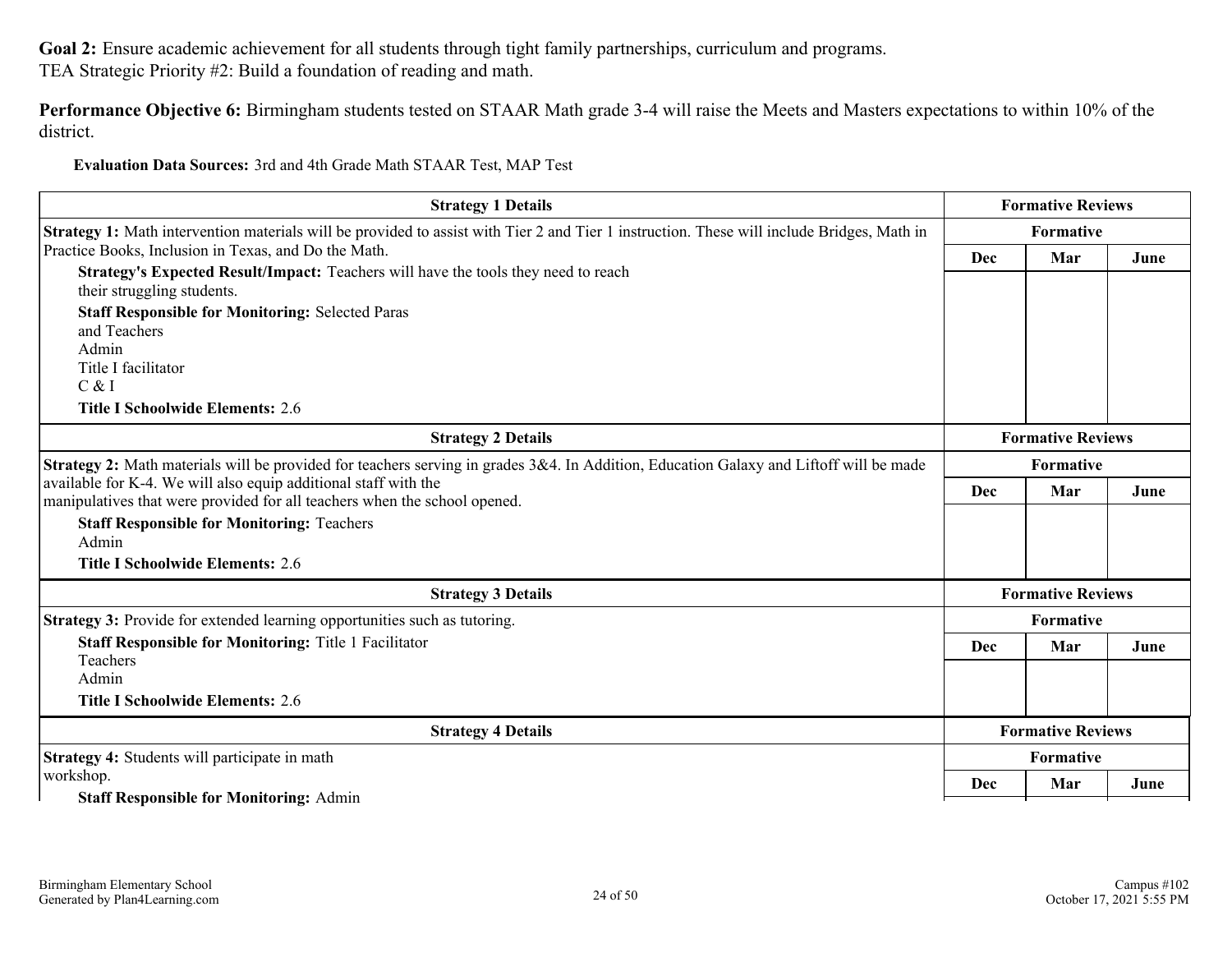**Goal 2:** Ensure academic achievement for all students through tight family partnerships, curriculum and programs.
TEA Strategic Priority #2: Build a foundation of reading and math.

**Performance Objective 6:** Birmingham students tested on STAAR Math grade 3-4 will raise the Meets and Masters expectations to within 10% of the district.

**Evaluation Data Sources:** 3rd and 4th Grade Math STAAR Test, MAP Test

| Strategy 1 Details | Formative Reviews | | |
|---|---|---|---|
| | Formative | | |
| **Strategy 1:** Math intervention materials will be provided to assist with Tier 2 and Tier 1 instruction. These will include Bridges, Math in Practice Books, Inclusion in Texas, and Do the Math.<br>**Strategy's Expected Result/Impact:** Teachers will have the tools they need to reach their struggling students.<br>**Staff Responsible for Monitoring:** Selected Paras and Teachers<br>Admin<br>Title I facilitator<br>C & I<br>**Title I Schoolwide Elements:** 2.6 | Dec | Mar | June |

| Strategy 2 Details | Formative Reviews | | |
|---|---|---|---|
| | Formative | | |
| **Strategy 2:** Math materials will be provided for teachers serving in grades 3&4. In Addition, Education Galaxy and Liftoff will be made available for K-4. We will also equip additional staff with the manipulatives that were provided for all teachers when the school opened.<br>**Staff Responsible for Monitoring:** Teachers<br>Admin<br>**Title I Schoolwide Elements:** 2.6 | Dec | Mar | June |

| Strategy 3 Details | Formative Reviews | | |
|---|---|---|---|
| | Formative | | |
| **Strategy 3:** Provide for extended learning opportunities such as tutoring.<br>**Staff Responsible for Monitoring:** Title 1 Facilitator<br>Teachers<br>Admin<br>**Title I Schoolwide Elements:** 2.6 | Dec | Mar | June |

| Strategy 4 Details | Formative Reviews | | |
|---|---|---|---|
| | Formative | | |
| **Strategy 4:** Students will participate in math workshop.<br>**Staff Responsible for Monitoring:** Admin | Dec | Mar | June |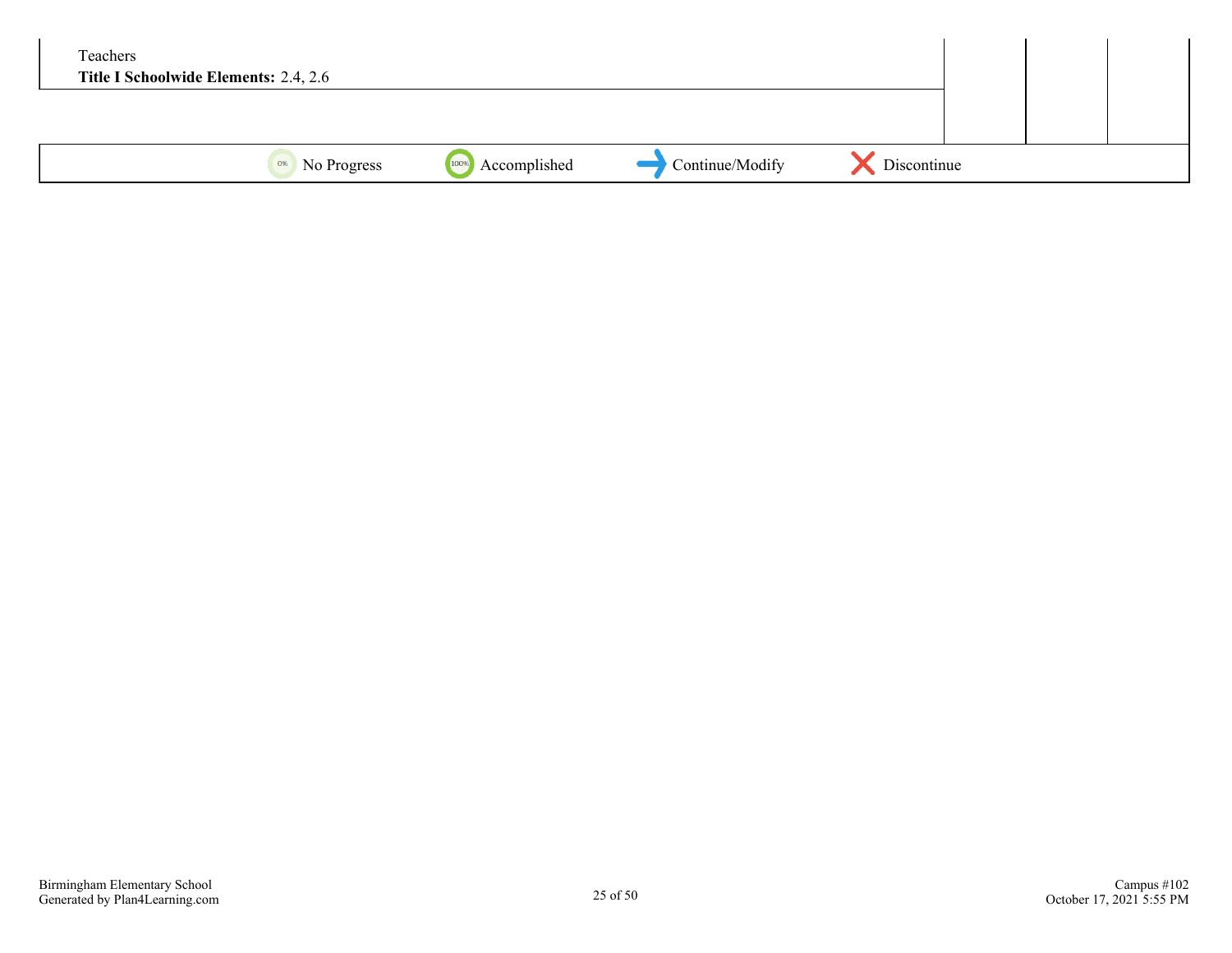| | | | |
|---|---|---|---|
| Teachers<br>**Title I Schoolwide Elements:** 2.4, 2.6 | | | |

0% No Progress | 100% Accomplished | Continue/Modify | Discontinue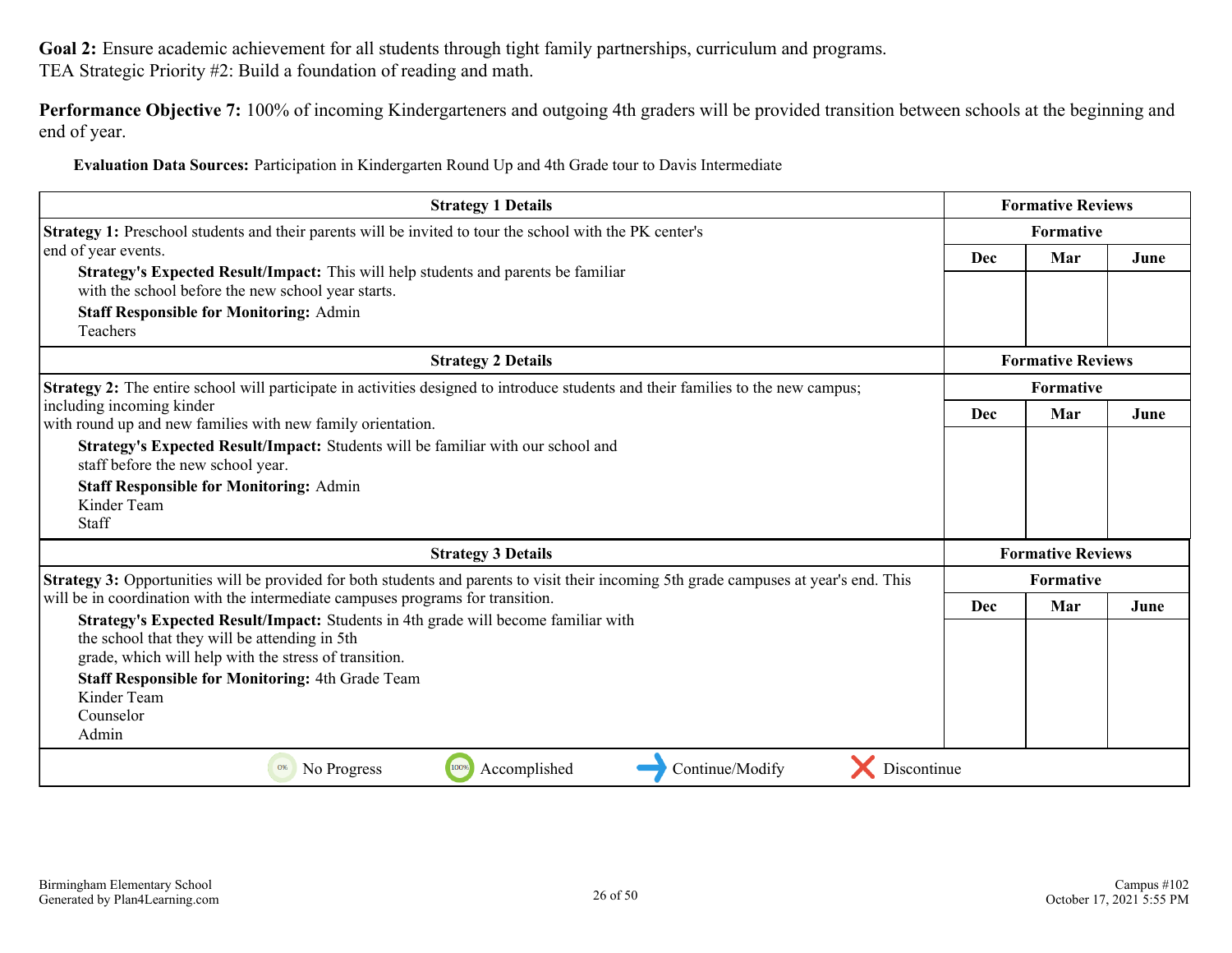**Goal 2:** Ensure academic achievement for all students through tight family partnerships, curriculum and programs.
TEA Strategic Priority #2: Build a foundation of reading and math.

**Performance Objective 7:** 100% of incoming Kindergarteners and outgoing 4th graders will be provided transition between schools at the beginning and end of year.

**Evaluation Data Sources:** Participation in Kindergarten Round Up and 4th Grade tour to Davis Intermediate

| Strategy 1 Details | Formative Reviews | | |
|---|---|---|---|
| | Formative | | |
| **Strategy 1:** Preschool students and their parents will be invited to tour the school with the PK center's end of year events. **Strategy's Expected Result/Impact:** This will help students and parents be familiar with the school before the new school year starts. **Staff Responsible for Monitoring:** Admin, Teachers | Dec | Mar | June |

| Strategy 2 Details | Formative Reviews | | |
|---|---|---|---|
| | Formative | | |
| **Strategy 2:** The entire school will participate in activities designed to introduce students and their families to the new campus; including incoming kinder with round up and new families with new family orientation. **Strategy's Expected Result/Impact:** Students will be familiar with our school and staff before the new school year. **Staff Responsible for Monitoring:** Admin, Kinder Team, Staff | Dec | Mar | June |

| Strategy 3 Details | Formative Reviews | | |
|---|---|---|---|
| | Formative | | |
| **Strategy 3:** Opportunities will be provided for both students and parents to visit their incoming 5th grade campuses at year's end. This will be in coordination with the intermediate campuses programs for transition. **Strategy's Expected Result/Impact:** Students in 4th grade will become familiar with the school that they will be attending in 5th grade, which will help with the stress of transition. **Staff Responsible for Monitoring:** 4th Grade Team, Kinder Team, Counselor, Admin | Dec | Mar | June |

No Progress | Accomplished | Continue/Modify | Discontinue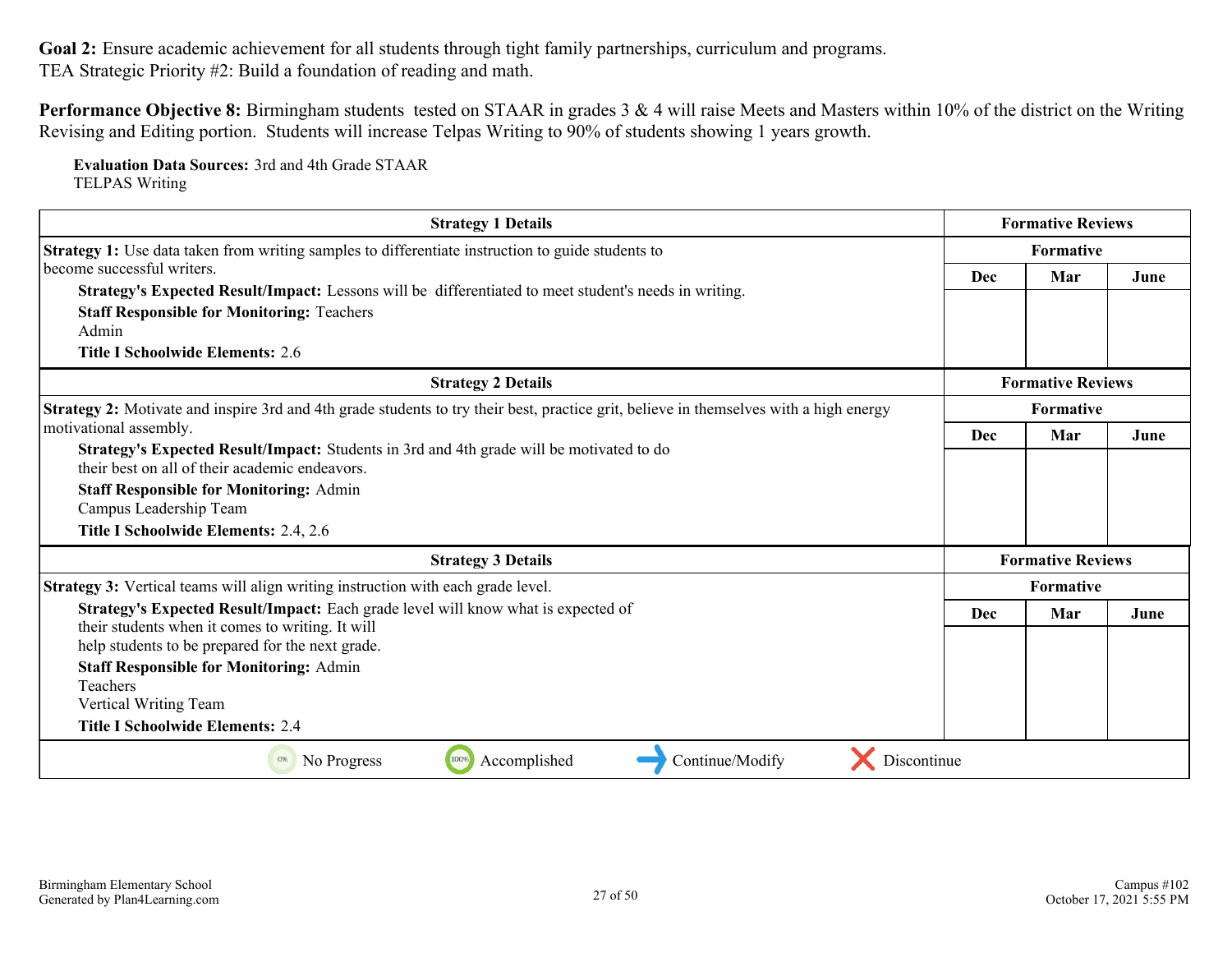**Goal 2:** Ensure academic achievement for all students through tight family partnerships, curriculum and programs.
TEA Strategic Priority #2: Build a foundation of reading and math.

**Performance Objective 8:** Birmingham students tested on STAAR in grades 3 & 4 will raise Meets and Masters within 10% of the district on the Writing Revising and Editing portion. Students will increase Telpas Writing to 90% of students showing 1 years growth.

**Evaluation Data Sources:** 3rd and 4th Grade STAAR
TELPAS Writing

| Strategy 1 Details | Formative Reviews | | |
|---|---|---|---|
| **Strategy 1:** Use data taken from writing samples to differentiate instruction to guide students to become successful writers.<br>**Strategy's Expected Result/Impact:** Lessons will be differentiated to meet student's needs in writing.<br>**Staff Responsible for Monitoring:** Teachers<br>Admin<br>**Title I Schoolwide Elements:** 2.6 | Formative | | |
| | Dec | Mar | June |
| | | | |

| Strategy 2 Details | Formative Reviews | | |
|---|---|---|---|
| **Strategy 2:** Motivate and inspire 3rd and 4th grade students to try their best, practice grit, believe in themselves with a high energy motivational assembly.<br>**Strategy's Expected Result/Impact:** Students in 3rd and 4th grade will be motivated to do their best on all of their academic endeavors.<br>**Staff Responsible for Monitoring:** Admin<br>Campus Leadership Team<br>**Title I Schoolwide Elements:** 2.4, 2.6 | Formative | | |
| | Dec | Mar | June |
| | | | |

| Strategy 3 Details | Formative Reviews | | |
|---|---|---|---|
| **Strategy 3:** Vertical teams will align writing instruction with each grade level.<br>**Strategy's Expected Result/Impact:** Each grade level will know what is expected of their students when it comes to writing. It will help students to be prepared for the next grade.<br>**Staff Responsible for Monitoring:** Admin<br>Teachers<br>Vertical Writing Team<br>**Title I Schoolwide Elements:** 2.4 | Formative | | |
| | Dec | Mar | June |
| | | | |

0% No Progress | 100% Accomplished | Continue/Modify | Discontinue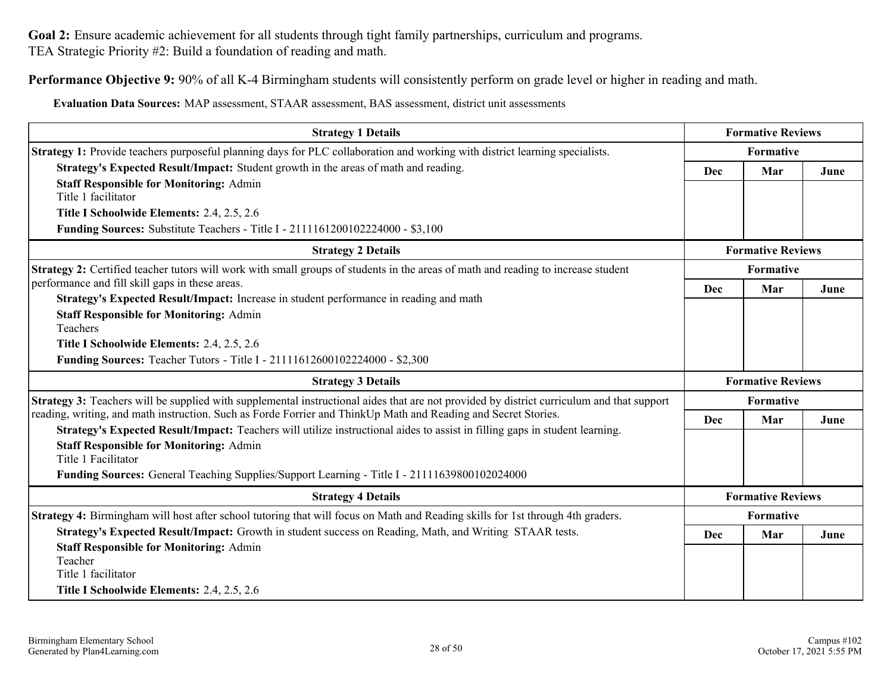**Goal 2:** Ensure academic achievement for all students through tight family partnerships, curriculum and programs.
TEA Strategic Priority #2: Build a foundation of reading and math.

**Performance Objective 9:** 90% of all K-4 Birmingham students will consistently perform on grade level or higher in reading and math.

**Evaluation Data Sources:** MAP assessment, STAAR assessment, BAS assessment, district unit assessments

| Strategy 1 Details | Formative Reviews | | |
|---|---|---|---|
| | Formative | | |
| | Dec | Mar | June |
| **Strategy 1:** Provide teachers purposeful planning days for PLC collaboration and working with district learning specialists.<br>**Strategy's Expected Result/Impact:** Student growth in the areas of math and reading.<br>**Staff Responsible for Monitoring:** Admin<br>Title 1 facilitator<br>**Title I Schoolwide Elements:** 2.4, 2.5, 2.6<br>**Funding Sources:** Substitute Teachers - Title I - 2111161200102224000 - $3,100 | | | |

| Strategy 2 Details | Formative Reviews | | |
|---|---|---|---|
| | Formative | | |
| | Dec | Mar | June |
| **Strategy 2:** Certified teacher tutors will work with small groups of students in the areas of math and reading to increase student performance and fill skill gaps in these areas.<br>**Strategy's Expected Result/Impact:** Increase in student performance in reading and math<br>**Staff Responsible for Monitoring:** Admin<br>Teachers<br>**Title I Schoolwide Elements:** 2.4, 2.5, 2.6<br>**Funding Sources:** Teacher Tutors - Title I - 21111612600102224000 - $2,300 | | | |

| Strategy 3 Details | Formative Reviews | | |
|---|---|---|---|
| | Formative | | |
| | Dec | Mar | June |
| **Strategy 3:** Teachers will be supplied with supplemental instructional aides that are not provided by district curriculum and that support reading, writing, and math instruction. Such as Forde Forrier and ThinkUp Math and Reading and Secret Stories.<br>**Strategy's Expected Result/Impact:** Teachers will utilize instructional aides to assist in filling gaps in student learning.<br>**Staff Responsible for Monitoring:** Admin<br>Title 1 Facilitator<br>**Funding Sources:** General Teaching Supplies/Support Learning - Title I - 21111639800102024000 | | | |

| Strategy 4 Details | Formative Reviews | | |
|---|---|---|---|
| | Formative | | |
| | Dec | Mar | June |
| **Strategy 4:** Birmingham will host after school tutoring that will focus on Math and Reading skills for 1st through 4th graders.<br>**Strategy's Expected Result/Impact:** Growth in student success on Reading, Math, and Writing STAAR tests.<br>**Staff Responsible for Monitoring:** Admin<br>Teacher<br>Title 1 facilitator<br>**Title I Schoolwide Elements:** 2.4, 2.5, 2.6 | | | |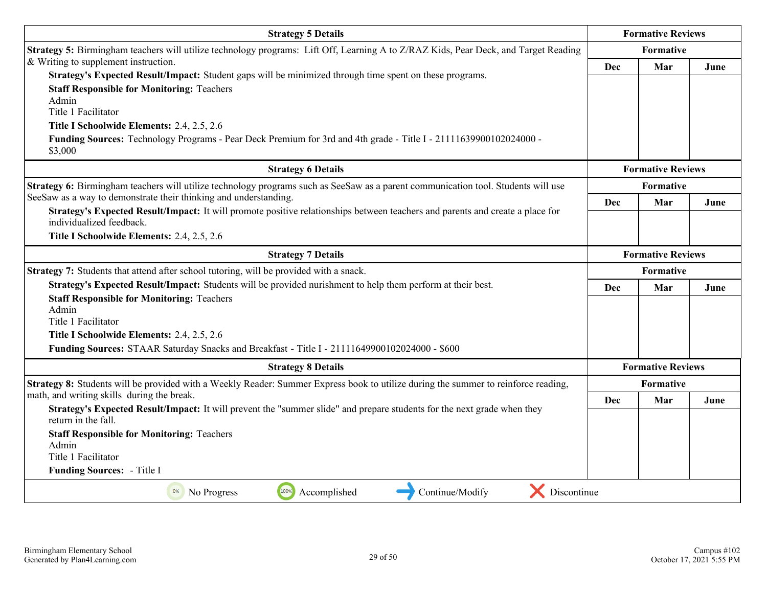| Strategy 5 Details | Formative Reviews | | |
|---|---|---|---|
| **Strategy 5:** Birmingham teachers will utilize technology programs: Lift Off, Learning A to Z/RAZ Kids, Pear Deck, and Target Reading & Writing to supplement instruction.<br>**Strategy's Expected Result/Impact:** Student gaps will be minimized through time spent on these programs.<br>**Staff Responsible for Monitoring:** Teachers<br>Admin<br>Title 1 Facilitator<br>**Title I Schoolwide Elements:** 2.4, 2.5, 2.6<br>**Funding Sources:** Technology Programs - Pear Deck Premium for 3rd and 4th grade - Title I - 21111639900102024000 - $3,000 | Formative | | |
| | Dec | Mar | June |
| | | | |

| Strategy 6 Details | Formative Reviews | | |
|---|---|---|---|
| **Strategy 6:** Birmingham teachers will utilize technology programs such as SeeSaw as a parent communication tool. Students will use SeeSaw as a way to demonstrate their thinking and understanding.<br>**Strategy's Expected Result/Impact:** It will promote positive relationships between teachers and parents and create a place for individualized feedback.<br>**Title I Schoolwide Elements:** 2.4, 2.5, 2.6 | Formative | | |
| | Dec | Mar | June |
| | | | |

| Strategy 7 Details | Formative Reviews | | |
|---|---|---|---|
| **Strategy 7:** Students that attend after school tutoring, will be provided with a snack.<br>**Strategy's Expected Result/Impact:** Students will be provided nurishment to help them perform at their best.<br>**Staff Responsible for Monitoring:** Teachers<br>Admin<br>Title 1 Facilitator<br>**Title I Schoolwide Elements:** 2.4, 2.5, 2.6<br>**Funding Sources:** STAAR Saturday Snacks and Breakfast - Title I - 21111649900102024000 - $600 | Formative | | |
| | Dec | Mar | June |
| | | | |

| Strategy 8 Details | Formative Reviews | | |
|---|---|---|---|
| **Strategy 8:** Students will be provided with a Weekly Reader: Summer Express book to utilize during the summer to reinforce reading, math, and writing skills during the break.<br>**Strategy's Expected Result/Impact:** It will prevent the "summer slide" and prepare students for the next grade when they return in the fall.<br>**Staff Responsible for Monitoring:** Teachers<br>Admin<br>Title 1 Facilitator<br>**Funding Sources:** - Title I | Formative | | |
| | Dec | Mar | June |
| | | | |

No Progress | Accomplished | Continue/Modify | Discontinue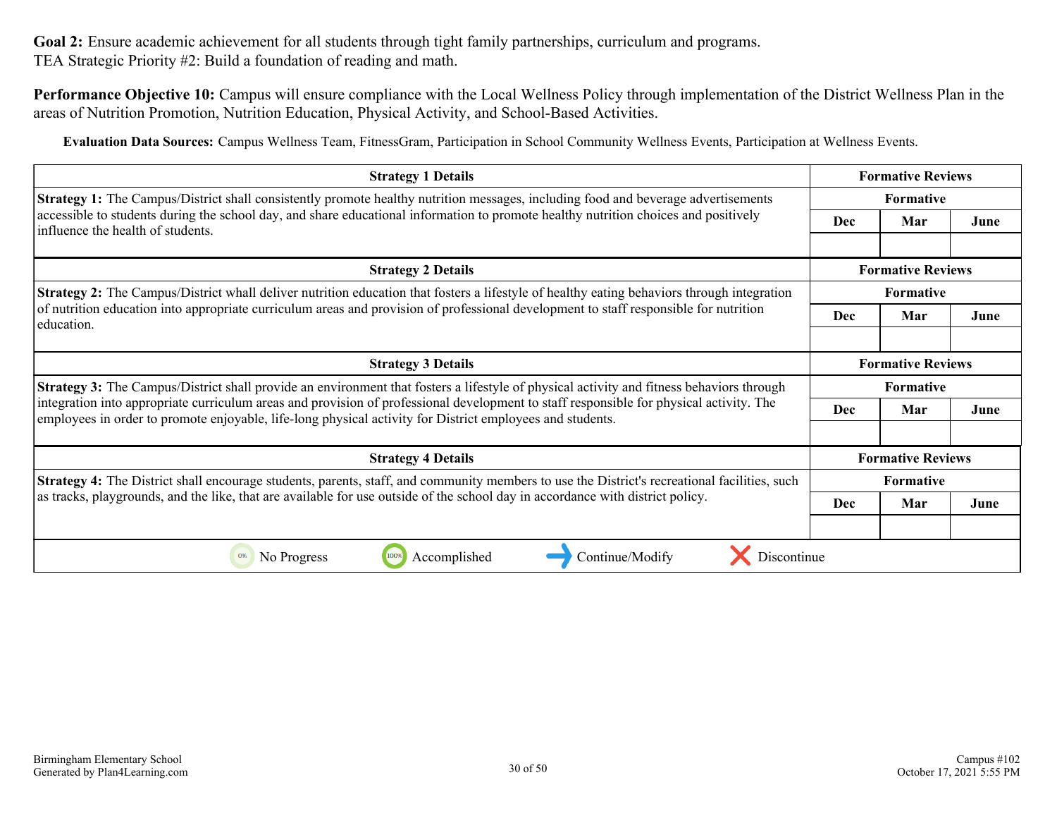**Goal 2:** Ensure academic achievement for all students through tight family partnerships, curriculum and programs.
TEA Strategic Priority #2: Build a foundation of reading and math.

**Performance Objective 10:** Campus will ensure compliance with the Local Wellness Policy through implementation of the District Wellness Plan in the areas of Nutrition Promotion, Nutrition Education, Physical Activity, and School-Based Activities.

**Evaluation Data Sources:** Campus Wellness Team, FitnessGram, Participation in School Community Wellness Events, Participation at Wellness Events.

| Strategy 1 Details | Formative Reviews | | |
|---|---|---|---|
| **Strategy 1:** The Campus/District shall consistently promote healthy nutrition messages, including food and beverage advertisements accessible to students during the school day, and share educational information to promote healthy nutrition choices and positively influence the health of students. | Formative | | |
| | Dec | Mar | June |
| | | | |

| Strategy 2 Details | Formative Reviews | | |
|---|---|---|---|
| **Strategy 2:** The Campus/District whall deliver nutrition education that fosters a lifestyle of healthy eating behaviors through integration of nutrition education into appropriate curriculum areas and provision of professional development to staff responsible for nutrition education. | Formative | | |
| | Dec | Mar | June |
| | | | |

| Strategy 3 Details | Formative Reviews | | |
|---|---|---|---|
| **Strategy 3:** The Campus/District shall provide an environment that fosters a lifestyle of physical activity and fitness behaviors through integration into appropriate curriculum areas and provision of professional development to staff responsible for physical activity. The employees in order to promote enjoyable, life-long physical activity for District employees and students. | Formative | | |
| | Dec | Mar | June |
| | | | |

| Strategy 4 Details | Formative Reviews | | |
|---|---|---|---|
| **Strategy 4:** The District shall encourage students, parents, staff, and community members to use the District's recreational facilities, such as tracks, playgrounds, and the like, that are available for use outside of the school day in accordance with district policy. | Formative | | |
| | Dec | Mar | June |
| | | | |

No Progress | Accomplished | Continue/Modify | Discontinue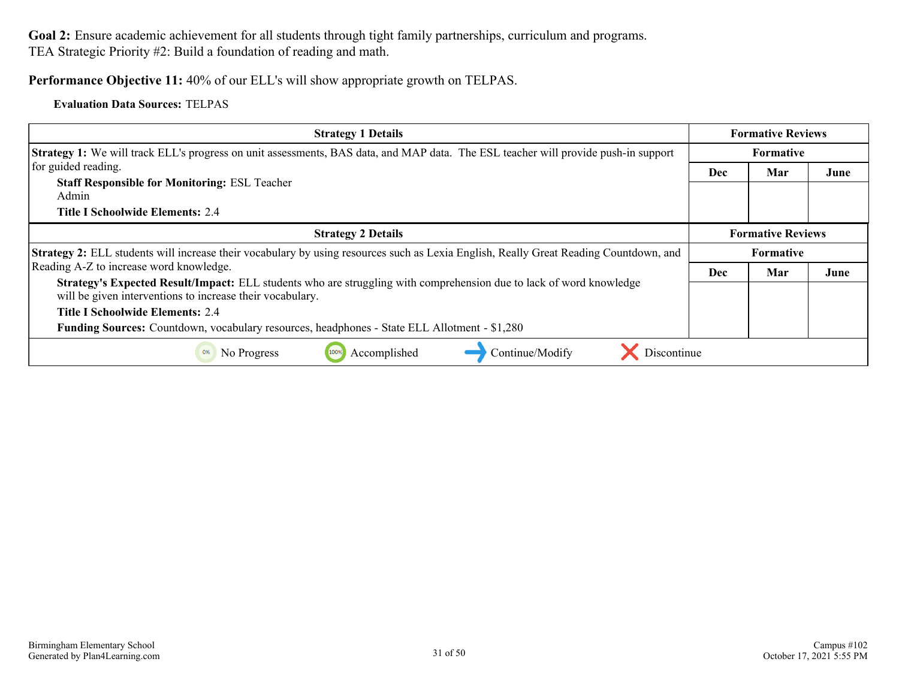**Goal 2:** Ensure academic achievement for all students through tight family partnerships, curriculum and programs.
TEA Strategic Priority #2: Build a foundation of reading and math.

**Performance Objective 11:** 40% of our ELL's will show appropriate growth on TELPAS.

**Evaluation Data Sources:** TELPAS

| Strategy 1 Details | Formative Reviews | | |
|---|---|---|---|
| | Formative | | |
| **Strategy 1:** We will track ELL's progress on unit assessments, BAS data, and MAP data. The ESL teacher will provide push-in support for guided reading.<br>**Staff Responsible for Monitoring:** ESL Teacher<br>Admin<br>**Title I Schoolwide Elements:** 2.4 | Dec | Mar | June |
| | | | |

| Strategy 2 Details | Formative Reviews | | |
|---|---|---|---|
| | Formative | | |
| **Strategy 2:** ELL students will increase their vocabulary by using resources such as Lexia English, Really Great Reading Countdown, and Reading A-Z to increase word knowledge.<br>**Strategy's Expected Result/Impact:** ELL students who are struggling with comprehension due to lack of word knowledge will be given interventions to increase their vocabulary.<br>**Title I Schoolwide Elements:** 2.4<br>**Funding Sources:** Countdown, vocabulary resources, headphones - State ELL Allotment - $1,280 | Dec | Mar | June |
| | | | |

0% No Progress | 100% Accomplished | Continue/Modify | Discontinue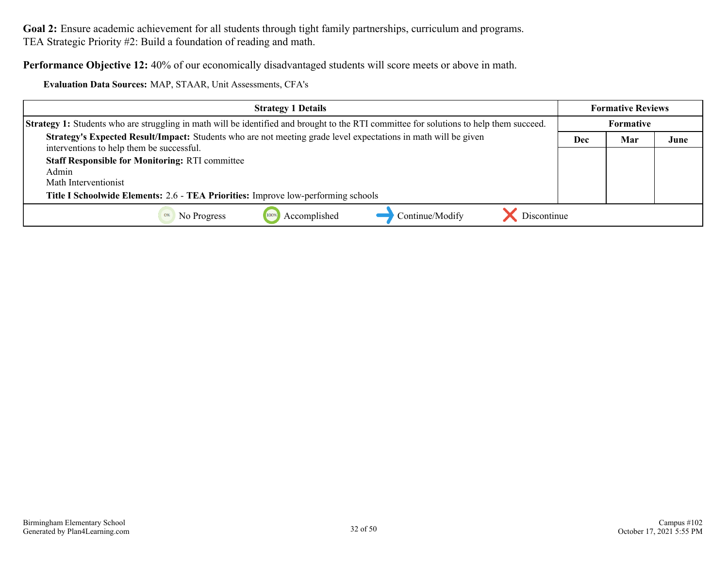**Goal 2:** Ensure academic achievement for all students through tight family partnerships, curriculum and programs.
TEA Strategic Priority #2: Build a foundation of reading and math.

**Performance Objective 12:** 40% of our economically disadvantaged students will score meets or above in math.

**Evaluation Data Sources:** MAP, STAAR, Unit Assessments, CFA's

| Strategy 1 Details | Formative Reviews | | |
|---|---|---|---|
| **Strategy 1:** Students who are struggling in math will be identified and brought to the RTI committee for solutions to help them succeed. | Formative | | |
| **Strategy's Expected Result/Impact:** Students who are not meeting grade level expectations in math will be given interventions to help them be successful.<br>**Staff Responsible for Monitoring:** RTI committee<br>Admin<br>Math Interventionist<br>**Title I Schoolwide Elements:** 2.6 - **TEA Priorities:** Improve low-performing schools | Dec | Mar | June |
| | | | |

No Progress | Accomplished | Continue/Modify | Discontinue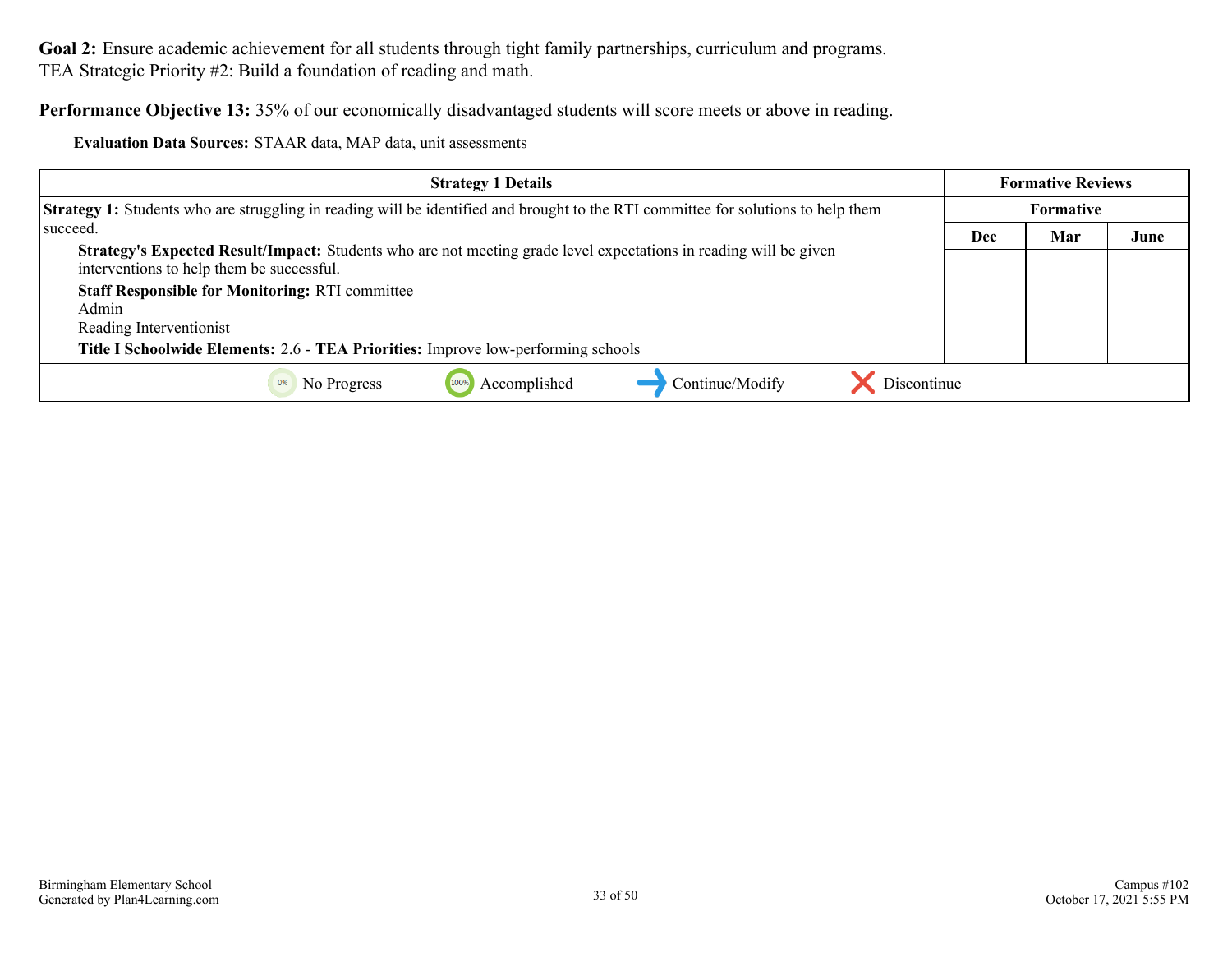**Goal 2:** Ensure academic achievement for all students through tight family partnerships, curriculum and programs.
TEA Strategic Priority #2: Build a foundation of reading and math.

**Performance Objective 13:** 35% of our economically disadvantaged students will score meets or above in reading.

**Evaluation Data Sources:** STAAR data, MAP data, unit assessments

| Strategy 1 Details | Formative Reviews | | |
|---|---|---|---|
| | Formative | | |
| | Dec | Mar | June |
| **Strategy 1:** Students who are struggling in reading will be identified and brought to the RTI committee for solutions to help them succeed.<br>**Strategy's Expected Result/Impact:** Students who are not meeting grade level expectations in reading will be given interventions to help them be successful.<br>**Staff Responsible for Monitoring:** RTI committee<br>Admin<br>Reading Interventionist<br>**Title I Schoolwide Elements:** 2.6 - **TEA Priorities:** Improve low-performing schools | | | |

No Progress | Accomplished | Continue/Modify | Discontinue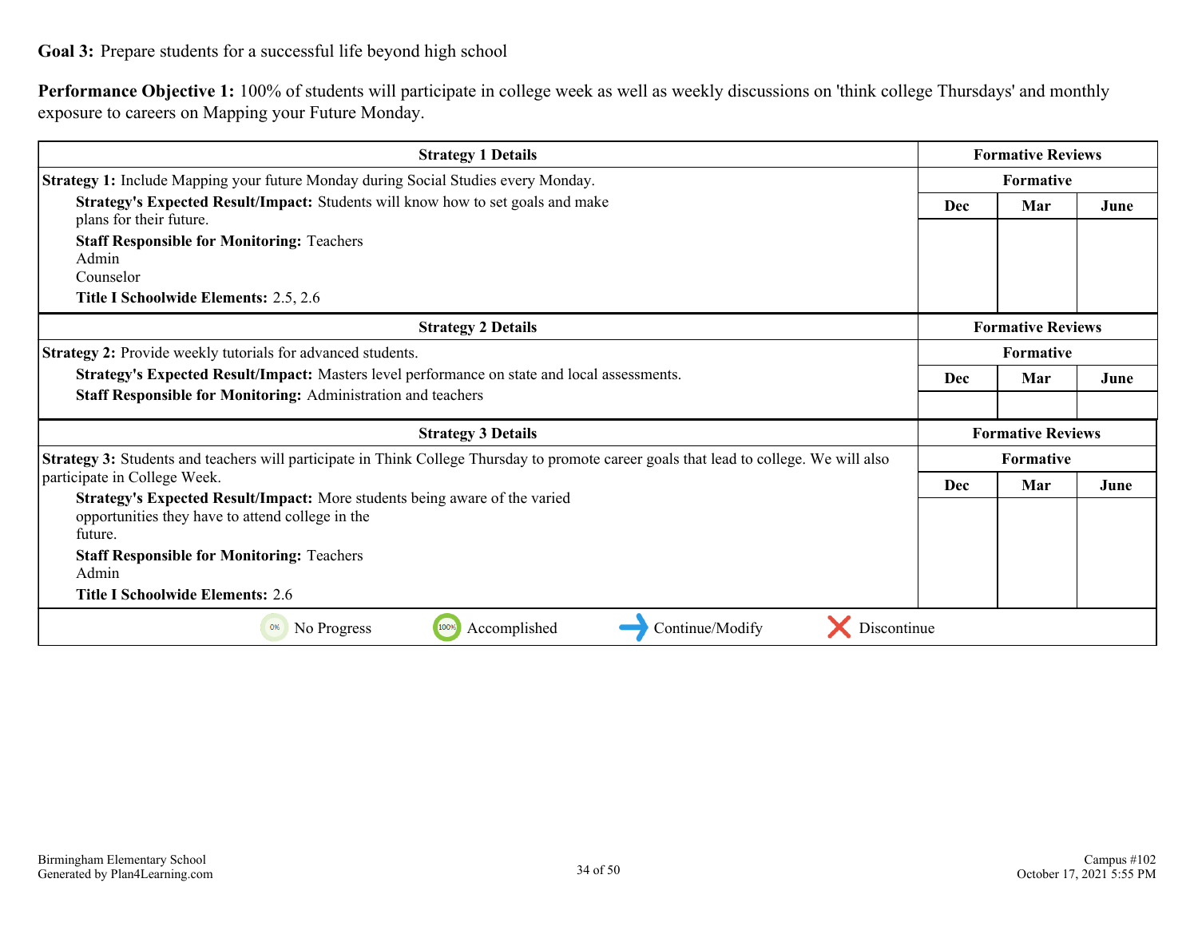**Goal 3:** Prepare students for a successful life beyond high school

**Performance Objective 1:** 100% of students will participate in college week as well as weekly discussions on 'think college Thursdays' and monthly exposure to careers on Mapping your Future Monday.

| Strategy 1 Details | Formative Reviews | | |
|---|---|---|---|
| **Strategy 1:** Include Mapping your future Monday during Social Studies every Monday. | Formative | | |
| **Strategy's Expected Result/Impact:** Students will know how to set goals and make plans for their future.<br>**Staff Responsible for Monitoring:** Teachers<br>Admin<br>Counselor<br>**Title I Schoolwide Elements:** 2.5, 2.6 | Dec | Mar | June |
| | | | |

| Strategy 2 Details | Formative Reviews | | |
|---|---|---|---|
| **Strategy 2:** Provide weekly tutorials for advanced students. | Formative | | |
| **Strategy's Expected Result/Impact:** Masters level performance on state and local assessments.<br>**Staff Responsible for Monitoring:** Administration and teachers | Dec | Mar | June |
| | | | |

| Strategy 3 Details | Formative Reviews | | |
|---|---|---|---|
| **Strategy 3:** Students and teachers will participate in Think College Thursday to promote career goals that lead to college. We will also participate in College Week. | Formative | | |
| **Strategy's Expected Result/Impact:** More students being aware of the varied opportunities they have to attend college in the future.<br>**Staff Responsible for Monitoring:** Teachers<br>Admin<br>**Title I Schoolwide Elements:** 2.6 | Dec | Mar | June |
| | | | |

No Progress | Accomplished | Continue/Modify | Discontinue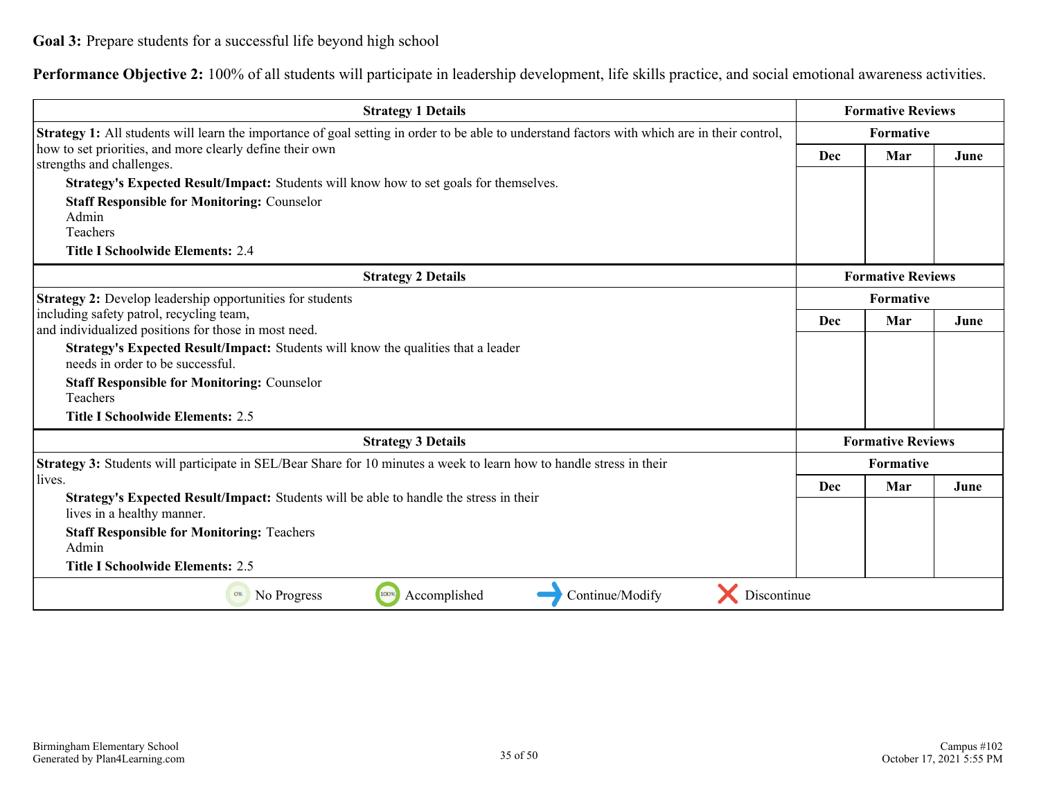**Goal 3:** Prepare students for a successful life beyond high school

**Performance Objective 2:** 100% of all students will participate in leadership development, life skills practice, and social emotional awareness activities.

| Strategy 1 Details | Formative Reviews | | |
|---|---|---|---|
| | Formative | | |
| **Strategy 1:** All students will learn the importance of goal setting in order to be able to understand factors with which are in their control, how to set priorities, and more clearly define their own strengths and challenges.<br>**Strategy's Expected Result/Impact:** Students will know how to set goals for themselves.<br>**Staff Responsible for Monitoring:** Counselor<br>Admin<br>Teachers<br>**Title I Schoolwide Elements:** 2.4 | Dec | Mar | June |

| Strategy 2 Details | Formative Reviews | | |
|---|---|---|---|
| | Formative | | |
| **Strategy 2:** Develop leadership opportunities for students including safety patrol, recycling team, and individualized positions for those in most need.<br>**Strategy's Expected Result/Impact:** Students will know the qualities that a leader needs in order to be successful.<br>**Staff Responsible for Monitoring:** Counselor<br>Teachers<br>**Title I Schoolwide Elements:** 2.5 | Dec | Mar | June |

| Strategy 3 Details | Formative Reviews | | |
|---|---|---|---|
| | Formative | | |
| **Strategy 3:** Students will participate in SEL/Bear Share for 10 minutes a week to learn how to handle stress in their lives.<br>**Strategy's Expected Result/Impact:** Students will be able to handle the stress in their lives in a healthy manner.<br>**Staff Responsible for Monitoring:** Teachers<br>Admin<br>**Title I Schoolwide Elements:** 2.5 | Dec | Mar | June |

No Progress | Accomplished | Continue/Modify | Discontinue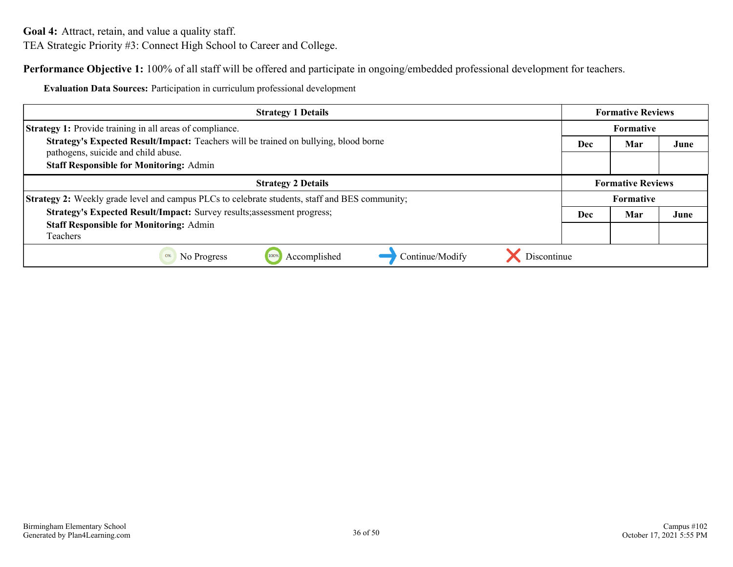**Goal 4:** Attract, retain, and value a quality staff.

TEA Strategic Priority #3: Connect High School to Career and College.

**Performance Objective 1:** 100% of all staff will be offered and participate in ongoing/embedded professional development for teachers.

**Evaluation Data Sources:** Participation in curriculum professional development

| Strategy 1 Details | Formative Reviews | | |
|---|---|---|---|
| **Strategy 1:** Provide training in all areas of compliance. | Formative | | |
| **Strategy's Expected Result/Impact:** Teachers will be trained on bullying, blood borne pathogens, suicide and child abuse. **Staff Responsible for Monitoring:** Admin | Dec | Mar | June |
| | | | |

| Strategy 2 Details | Formative Reviews | | |
|---|---|---|---|
| **Strategy 2:** Weekly grade level and campus PLCs to celebrate students, staff and BES community; | Formative | | |
| **Strategy's Expected Result/Impact:** Survey results;assessment progress; **Staff Responsible for Monitoring:** Admin Teachers | Dec | Mar | June |
| | | | |

No Progress | Accomplished | Continue/Modify | Discontinue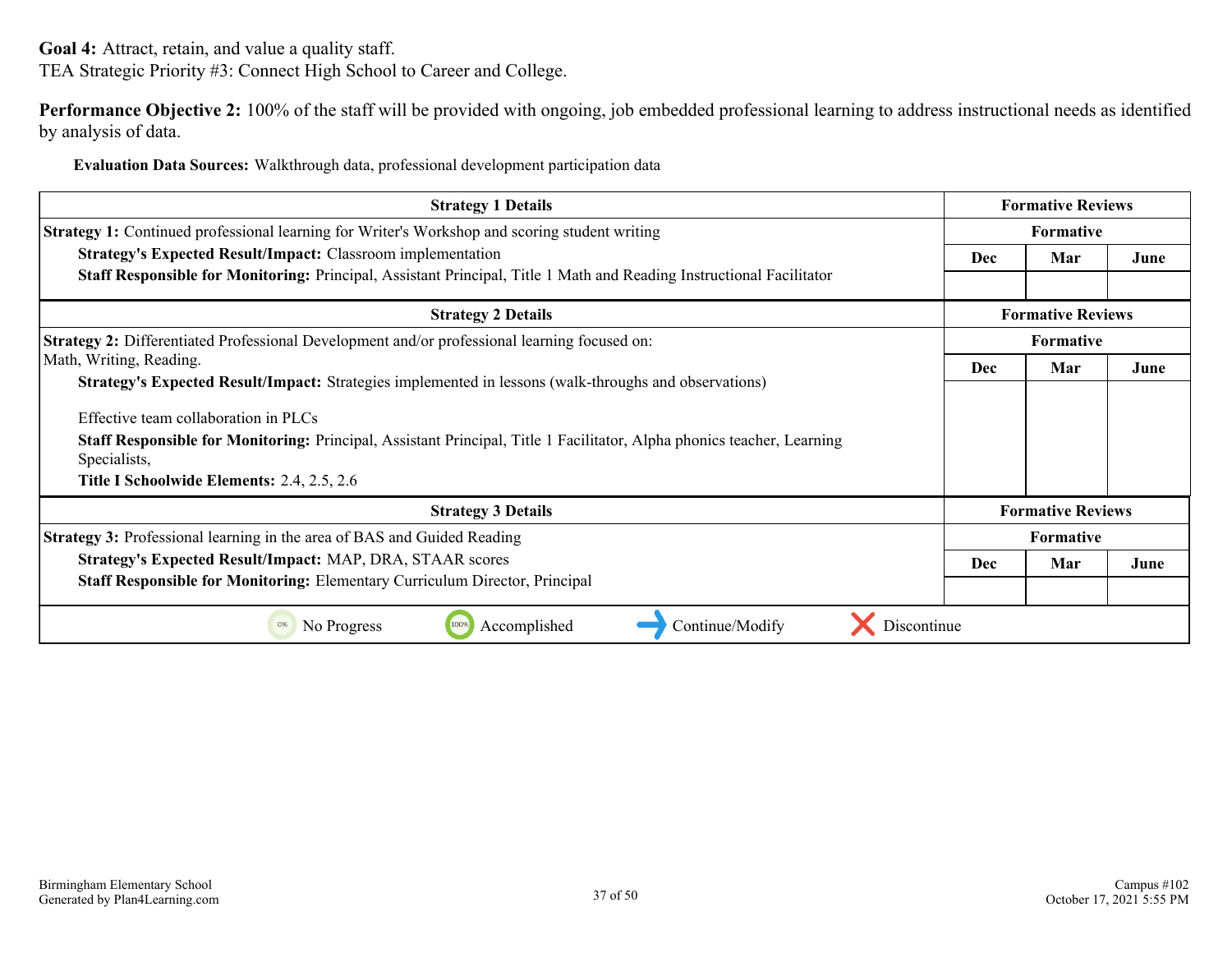**Goal 4:** Attract, retain, and value a quality staff.
TEA Strategic Priority #3: Connect High School to Career and College.

**Performance Objective 2:** 100% of the staff will be provided with ongoing, job embedded professional learning to address instructional needs as identified by analysis of data.

**Evaluation Data Sources:** Walkthrough data, professional development participation data

| Strategy 1 Details | Formative Reviews | | |
|---|---|---|---|
| | Formative | | |
| **Strategy 1:** Continued professional learning for Writer's Workshop and scoring student writing<br>**Strategy's Expected Result/Impact:** Classroom implementation<br>**Staff Responsible for Monitoring:** Principal, Assistant Principal, Title 1 Math and Reading Instructional Facilitator | Dec | Mar | June |
| | | | |

| Strategy 2 Details | Formative Reviews | | |
|---|---|---|---|
| | Formative | | |
| **Strategy 2:** Differentiated Professional Development and/or professional learning focused on:<br>Math, Writing, Reading.<br>**Strategy's Expected Result/Impact:** Strategies implemented in lessons (walk-throughs and observations)<br><br>Effective team collaboration in PLCs<br>**Staff Responsible for Monitoring:** Principal, Assistant Principal, Title 1 Facilitator, Alpha phonics teacher, Learning Specialists,<br>**Title I Schoolwide Elements:** 2.4, 2.5, 2.6 | Dec | Mar | June |
| | | | |

| Strategy 3 Details | Formative Reviews | | |
|---|---|---|---|
| | Formative | | |
| **Strategy 3:** Professional learning in the area of BAS and Guided Reading<br>**Strategy's Expected Result/Impact:** MAP, DRA, STAAR scores<br>**Staff Responsible for Monitoring:** Elementary Curriculum Director, Principal | Dec | Mar | June |
| | | | |

No Progress | Accomplished | Continue/Modify | Discontinue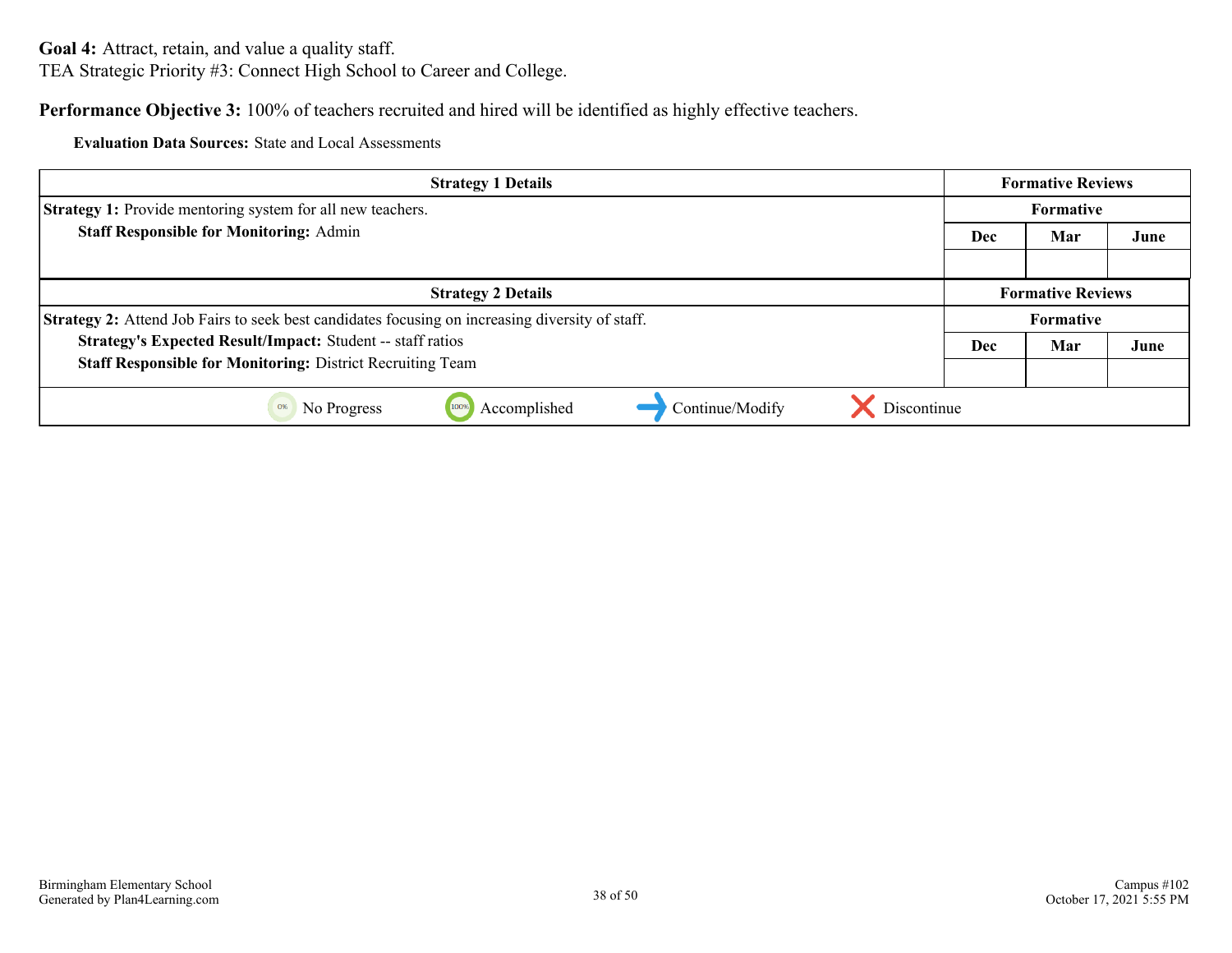**Goal 4:** Attract, retain, and value a quality staff.

TEA Strategic Priority #3: Connect High School to Career and College.

**Performance Objective 3:** 100% of teachers recruited and hired will be identified as highly effective teachers.

**Evaluation Data Sources:** State and Local Assessments

| Strategy 1 Details | Formative Reviews | | |
|---|---|---|---|
| **Strategy 1:** Provide mentoring system for all new teachers.<br>**Staff Responsible for Monitoring:** Admin | Formative | | |
| | Dec | Mar | June |
| | | | |

| Strategy 2 Details | Formative Reviews | | |
|---|---|---|---|
| **Strategy 2:** Attend Job Fairs to seek best candidates focusing on increasing diversity of staff.<br>**Strategy's Expected Result/Impact:** Student -- staff ratios<br>**Staff Responsible for Monitoring:** District Recruiting Team | Formative | | |
| | Dec | Mar | June |
| | | | |

0% No Progress | 100% Accomplished | Continue/Modify | Discontinue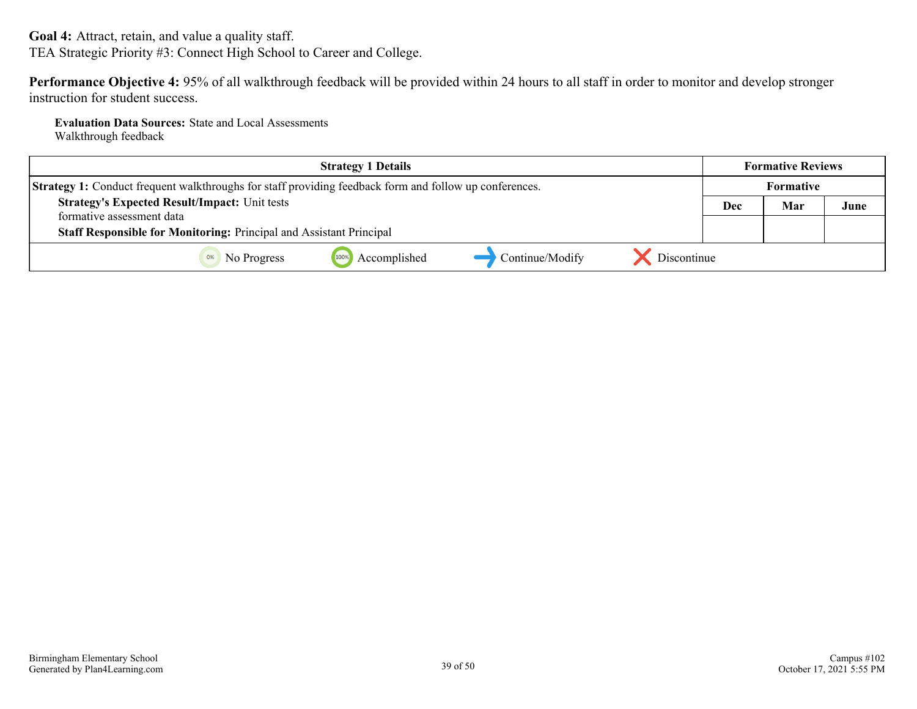**Goal 4:** Attract, retain, and value a quality staff.

TEA Strategic Priority #3: Connect High School to Career and College.

**Performance Objective 4:** 95% of all walkthrough feedback will be provided within 24 hours to all staff in order to monitor and develop stronger instruction for student success.

**Evaluation Data Sources:** State and Local Assessments
Walkthrough feedback

| Strategy 1 Details | Formative Reviews | | |
|---|---|---|---|
| | Formative | | |
| **Strategy 1:** Conduct frequent walkthroughs for staff providing feedback form and follow up conferences.<br>**Strategy's Expected Result/Impact:** Unit tests<br>formative assessment data<br>**Staff Responsible for Monitoring:** Principal and Assistant Principal | Dec | Mar | June |
| | | | |

0% No Progress &nbsp;&nbsp; 100% Accomplished &nbsp;&nbsp; → Continue/Modify &nbsp;&nbsp; ✕ Discontinue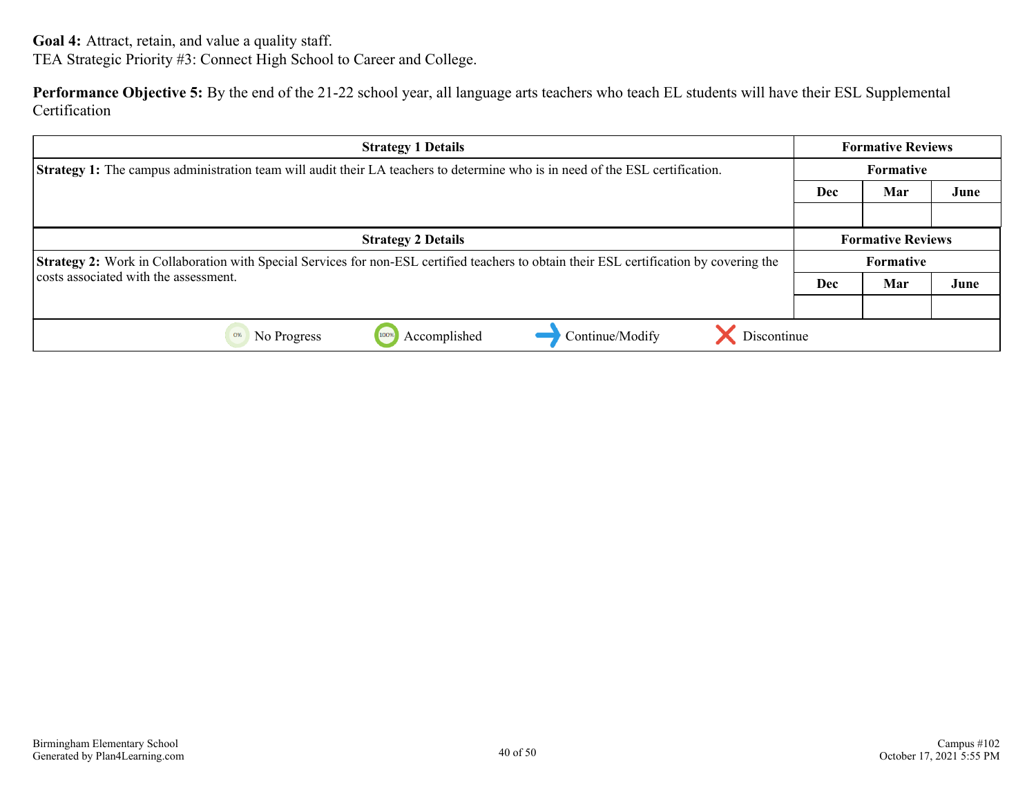**Goal 4:** Attract, retain, and value a quality staff.

TEA Strategic Priority #3: Connect High School to Career and College.

**Performance Objective 5:** By the end of the 21-22 school year, all language arts teachers who teach EL students will have their ESL Supplemental Certification

| Strategy 1 Details | Formative Reviews | | |
|---|---|---|---|
| **Strategy 1:** The campus administration team will audit their LA teachers to determine who is in need of the ESL certification. | Formative | | |
| | Dec | Mar | June |
| | | | |

| Strategy 2 Details | Formative Reviews | | |
|---|---|---|---|
| **Strategy 2:** Work in Collaboration with Special Services for non-ESL certified teachers to obtain their ESL certification by covering the costs associated with the assessment. | Formative | | |
| | Dec | Mar | June |
| | | | |

No Progress | Accomplished | Continue/Modify | Discontinue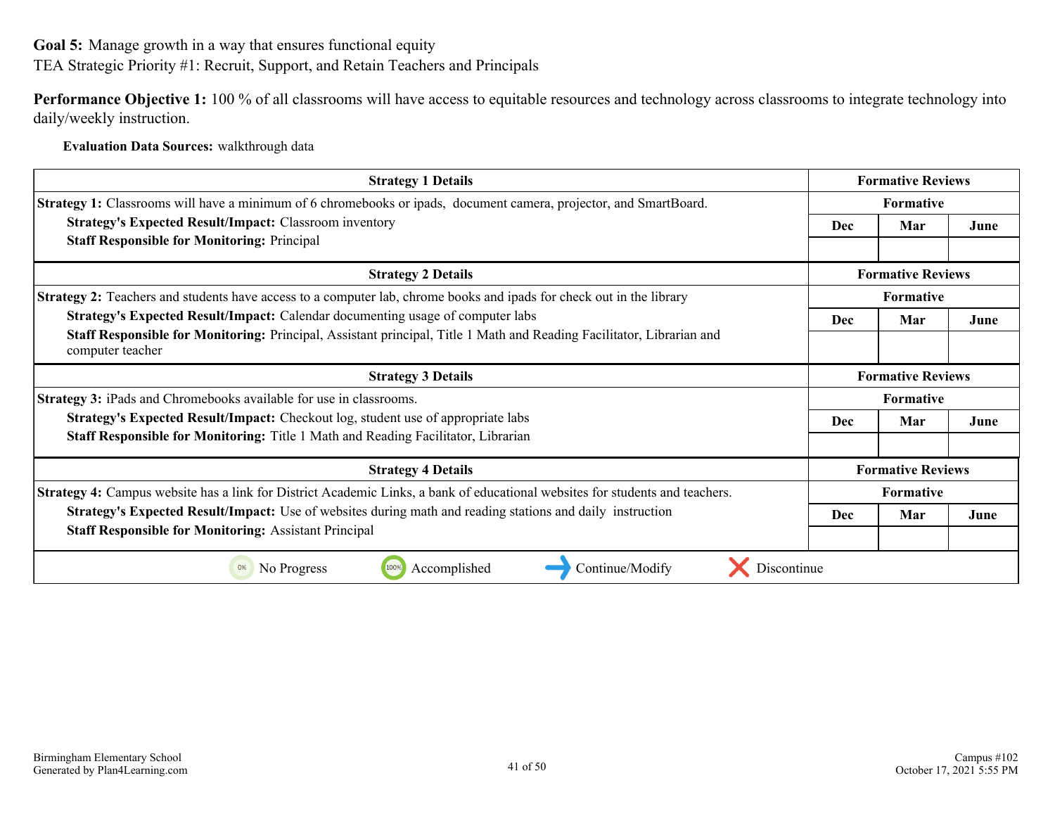**Goal 5:** Manage growth in a way that ensures functional equity
TEA Strategic Priority #1: Recruit, Support, and Retain Teachers and Principals

**Performance Objective 1:** 100 % of all classrooms will have access to equitable resources and technology across classrooms to integrate technology into daily/weekly instruction.

**Evaluation Data Sources:** walkthrough data

| Strategy 1 Details | Formative Reviews | | |
|---|---|---|---|
| **Strategy 1:** Classrooms will have a minimum of 6 chromebooks or ipads, document camera, projector, and SmartBoard.<br>**Strategy's Expected Result/Impact:** Classroom inventory<br>**Staff Responsible for Monitoring:** Principal | Formative | | |
| | Dec | Mar | June |
| | | | |

| Strategy 2 Details | Formative Reviews | | |
|---|---|---|---|
| **Strategy 2:** Teachers and students have access to a computer lab, chrome books and ipads for check out in the library<br>**Strategy's Expected Result/Impact:** Calendar documenting usage of computer labs<br>**Staff Responsible for Monitoring:** Principal, Assistant principal, Title 1 Math and Reading Facilitator, Librarian and computer teacher | Formative | | |
| | Dec | Mar | June |
| | | | |

| Strategy 3 Details | Formative Reviews | | |
|---|---|---|---|
| **Strategy 3:** iPads and Chromebooks available for use in classrooms.<br>**Strategy's Expected Result/Impact:** Checkout log, student use of appropriate labs<br>**Staff Responsible for Monitoring:** Title 1 Math and Reading Facilitator, Librarian | Formative | | |
| | Dec | Mar | June |
| | | | |

| Strategy 4 Details | Formative Reviews | | |
|---|---|---|---|
| **Strategy 4:** Campus website has a link for District Academic Links, a bank of educational websites for students and teachers.<br>**Strategy's Expected Result/Impact:** Use of websites during math and reading stations and daily instruction<br>**Staff Responsible for Monitoring:** Assistant Principal | Formative | | |
| | Dec | Mar | June |
| | | | |

0% No Progress | 100% Accomplished | Continue/Modify | Discontinue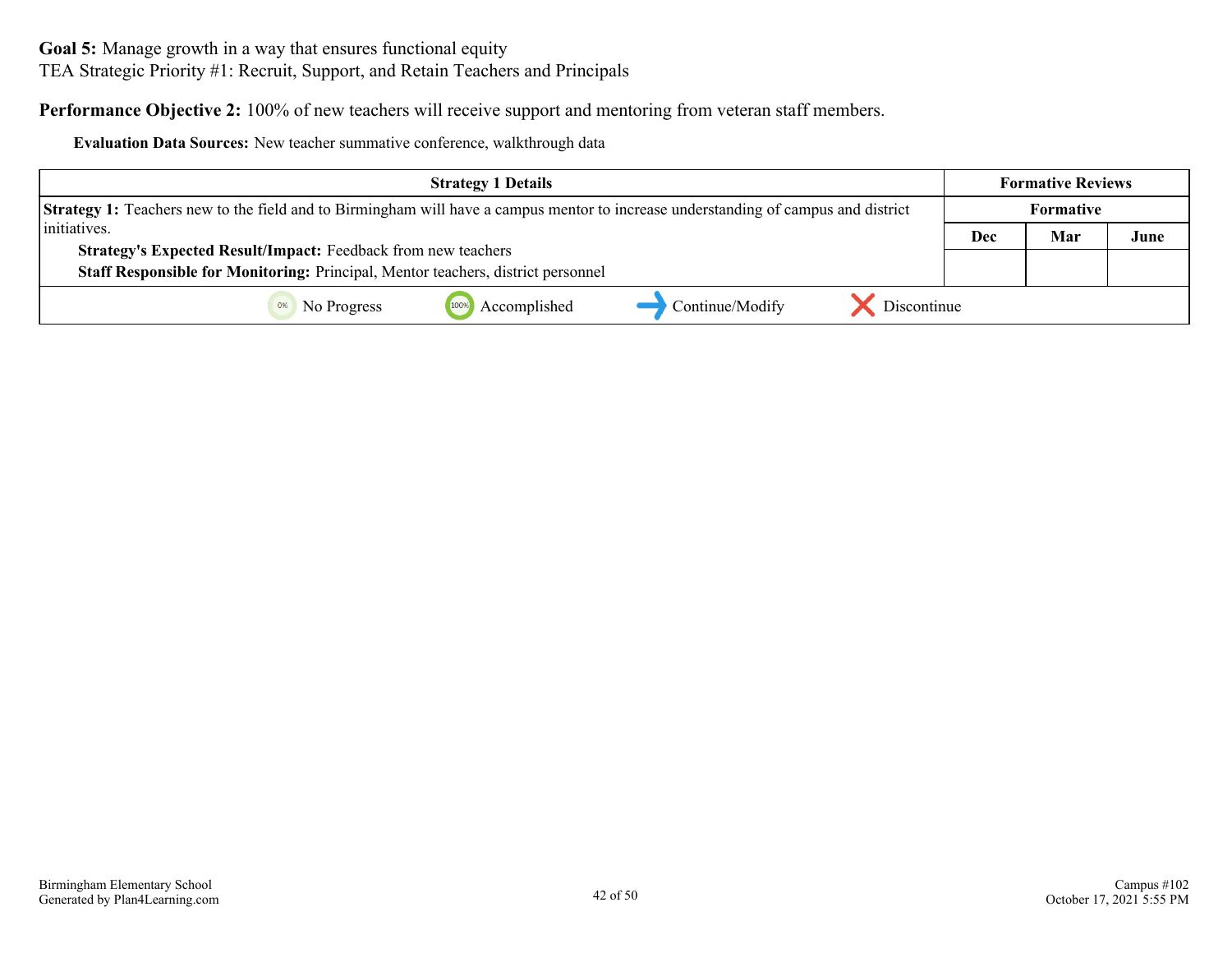**Goal 5:** Manage growth in a way that ensures functional equity
TEA Strategic Priority #1: Recruit, Support, and Retain Teachers and Principals

**Performance Objective 2:** 100% of new teachers will receive support and mentoring from veteran staff members.

**Evaluation Data Sources:** New teacher summative conference, walkthrough data

| Strategy 1 Details | Formative Reviews | | |
|---|---|---|---|
| | Formative | | |
| **Strategy 1:** Teachers new to the field and to Birmingham will have a campus mentor to increase understanding of campus and district initiatives.<br>**Strategy's Expected Result/Impact:** Feedback from new teachers<br>**Staff Responsible for Monitoring:** Principal, Mentor teachers, district personnel | Dec | Mar | June |
| | | | |

No Progress | Accomplished | Continue/Modify | Discontinue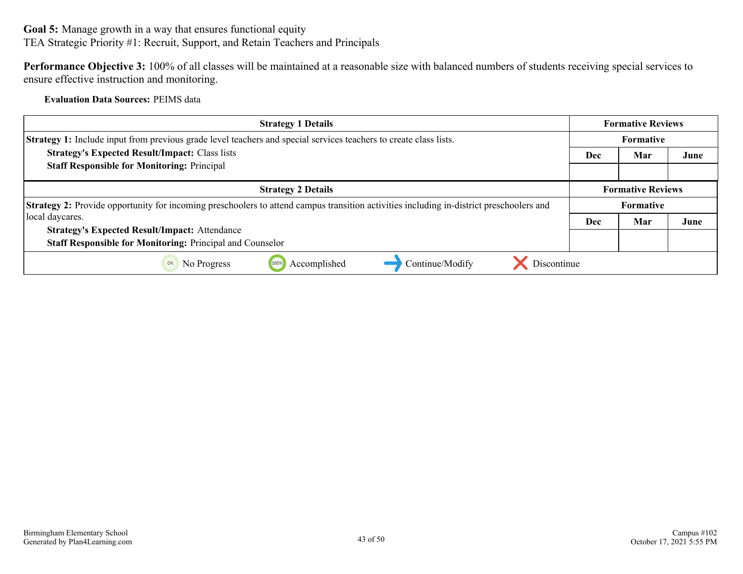**Goal 5:** Manage growth in a way that ensures functional equity
TEA Strategic Priority #1: Recruit, Support, and Retain Teachers and Principals

**Performance Objective 3:** 100% of all classes will be maintained at a reasonable size with balanced numbers of students receiving special services to ensure effective instruction and monitoring.

**Evaluation Data Sources:** PEIMS data

| Strategy 1 Details | Formative Reviews | | |
|---|---|---|---|
| **Strategy 1:** Include input from previous grade level teachers and special services teachers to create class lists. | Formative | | |
| **Strategy's Expected Result/Impact:** Class lists<br>**Staff Responsible for Monitoring:** Principal | Dec | Mar | June |
| | | | |

| Strategy 2 Details | Formative Reviews | | |
|---|---|---|---|
| **Strategy 2:** Provide opportunity for incoming preschoolers to attend campus transition activities including in-district preschoolers and local daycares. | Formative | | |
| **Strategy's Expected Result/Impact:** Attendance<br>**Staff Responsible for Monitoring:** Principal and Counselor | Dec | Mar | June |
| | | | |

No Progress | Accomplished | Continue/Modify | Discontinue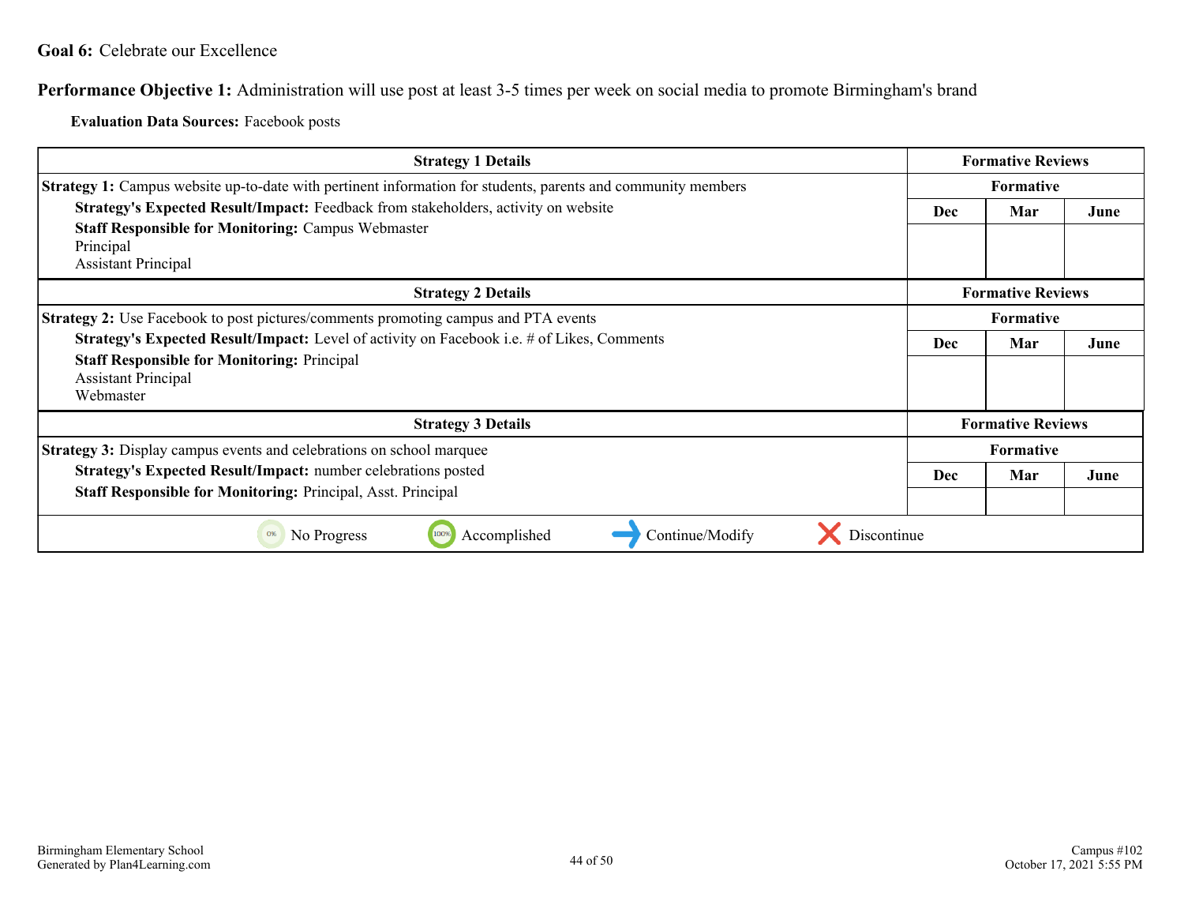**Goal 6:** Celebrate our Excellence

**Performance Objective 1:** Administration will use post at least 3-5 times per week on social media to promote Birmingham's brand

**Evaluation Data Sources:** Facebook posts

| Strategy 1 Details | Formative Reviews | | |
|---|---|---|---|
| **Strategy 1:** Campus website up-to-date with pertinent information for students, parents and community members | Formative | | |
| **Strategy's Expected Result/Impact:** Feedback from stakeholders, activity on website<br>**Staff Responsible for Monitoring:** Campus Webmaster<br>Principal<br>Assistant Principal | Dec | Mar | June |
| | | | |

| Strategy 2 Details | Formative Reviews | | |
|---|---|---|---|
| **Strategy 2:** Use Facebook to post pictures/comments promoting campus and PTA events | Formative | | |
| **Strategy's Expected Result/Impact:** Level of activity on Facebook i.e. # of Likes, Comments<br>**Staff Responsible for Monitoring:** Principal<br>Assistant Principal<br>Webmaster | Dec | Mar | June |
| | | | |

| Strategy 3 Details | Formative Reviews | | |
|---|---|---|---|
| **Strategy 3:** Display campus events and celebrations on school marquee | Formative | | |
| **Strategy's Expected Result/Impact:** number celebrations posted<br>**Staff Responsible for Monitoring:** Principal, Asst. Principal | Dec | Mar | June |
| | | | |

No Progress | Accomplished | Continue/Modify | Discontinue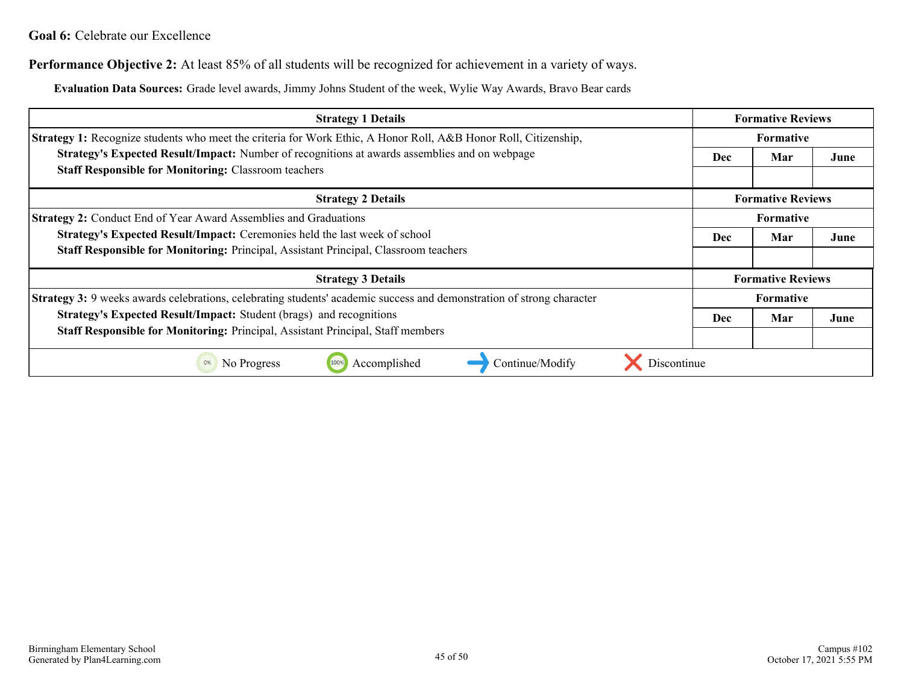**Goal 6:** Celebrate our Excellence

**Performance Objective 2:** At least 85% of all students will be recognized for achievement in a variety of ways.

**Evaluation Data Sources:** Grade level awards, Jimmy Johns Student of the week, Wylie Way Awards, Bravo Bear cards

| Strategy 1 Details | Formative Reviews | | |
|---|---|---|---|
| **Strategy 1:** Recognize students who meet the criteria for Work Ethic, A Honor Roll, A&B Honor Roll, Citizenship, | Formative | | |
| **Strategy's Expected Result/Impact:** Number of recognitions at awards assemblies and on webpage<br>**Staff Responsible for Monitoring:** Classroom teachers | Dec | Mar | June |
| | | | |

| Strategy 2 Details | Formative Reviews | | |
|---|---|---|---|
| **Strategy 2:** Conduct End of Year Award Assemblies and Graduations | Formative | | |
| **Strategy's Expected Result/Impact:** Ceremonies held the last week of school<br>**Staff Responsible for Monitoring:** Principal, Assistant Principal, Classroom teachers | Dec | Mar | June |
| | | | |

| Strategy 3 Details | Formative Reviews | | |
|---|---|---|---|
| **Strategy 3:** 9 weeks awards celebrations, celebrating students' academic success and demonstration of strong character | Formative | | |
| **Strategy's Expected Result/Impact:** Student (brags) and recognitions<br>**Staff Responsible for Monitoring:** Principal, Assistant Principal, Staff members | Dec | Mar | June |
| | | | |

0% No Progress | 100% Accomplished | Continue/Modify | Discontinue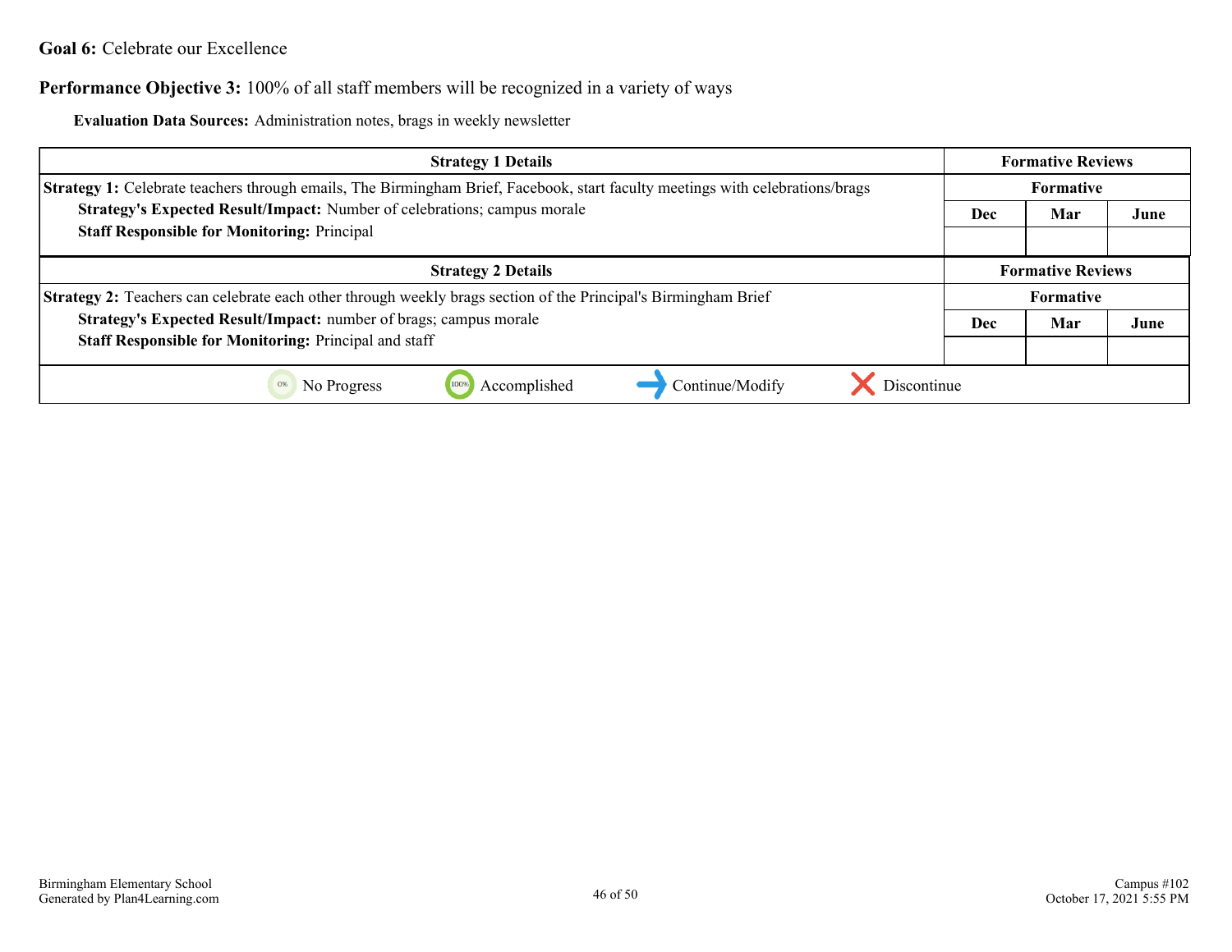**Goal 6:** Celebrate our Excellence

**Performance Objective 3:** 100% of all staff members will be recognized in a variety of ways

**Evaluation Data Sources:** Administration notes, brags in weekly newsletter

| Strategy 1 Details | Formative Reviews | | |
|---|---|---|---|
| **Strategy 1:** Celebrate teachers through emails, The Birmingham Brief, Facebook, start faculty meetings with celebrations/brags<br>**Strategy's Expected Result/Impact:** Number of celebrations; campus morale<br>**Staff Responsible for Monitoring:** Principal | Formative | | |
| | Dec | Mar | June |
| | | | |

| Strategy 2 Details | Formative Reviews | | |
|---|---|---|---|
| **Strategy 2:** Teachers can celebrate each other through weekly brags section of the Principal's Birmingham Brief<br>**Strategy's Expected Result/Impact:** number of brags; campus morale<br>**Staff Responsible for Monitoring:** Principal and staff | Formative | | |
| | Dec | Mar | June |
| | | | |

0% No Progress &nbsp;&nbsp; 100% Accomplished &nbsp;&nbsp; ➜ Continue/Modify &nbsp;&nbsp; ✕ Discontinue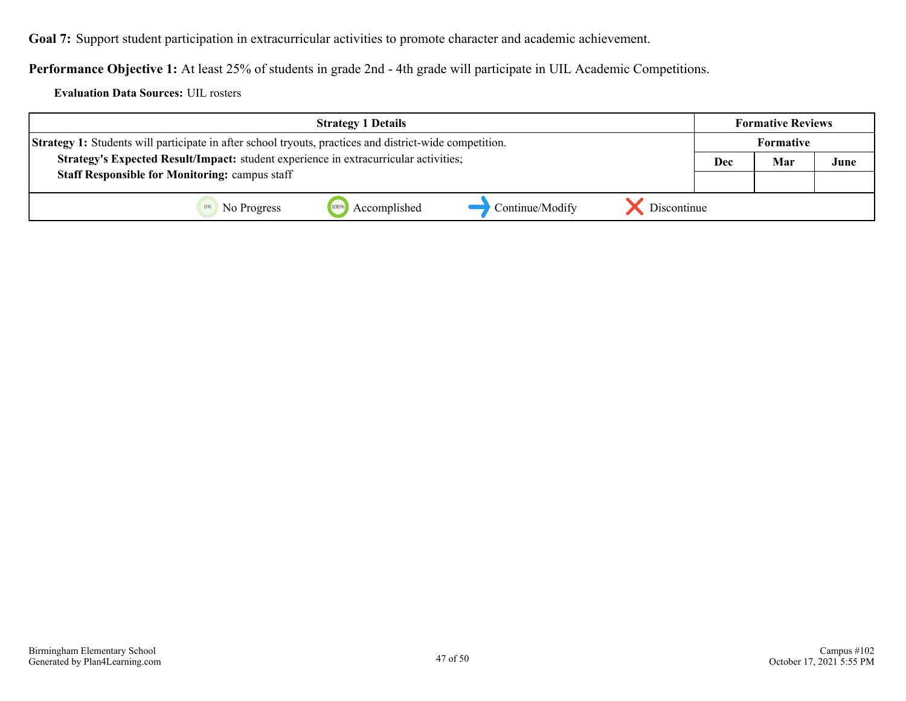**Goal 7:** Support student participation in extracurricular activities to promote character and academic achievement.

**Performance Objective 1:** At least 25% of students in grade 2nd - 4th grade will participate in UIL Academic Competitions.

**Evaluation Data Sources:** UIL rosters

| Strategy 1 Details | Formative Reviews | | |
|---|---|---|---|
| | Formative | | |
| **Strategy 1:** Students will participate in after school tryouts, practices and district-wide competition.<br>**Strategy's Expected Result/Impact:** student experience in extracurricular activities;<br>**Staff Responsible for Monitoring:** campus staff | Dec | Mar | June |
| | | | |

No Progress | Accomplished | Continue/Modify | Discontinue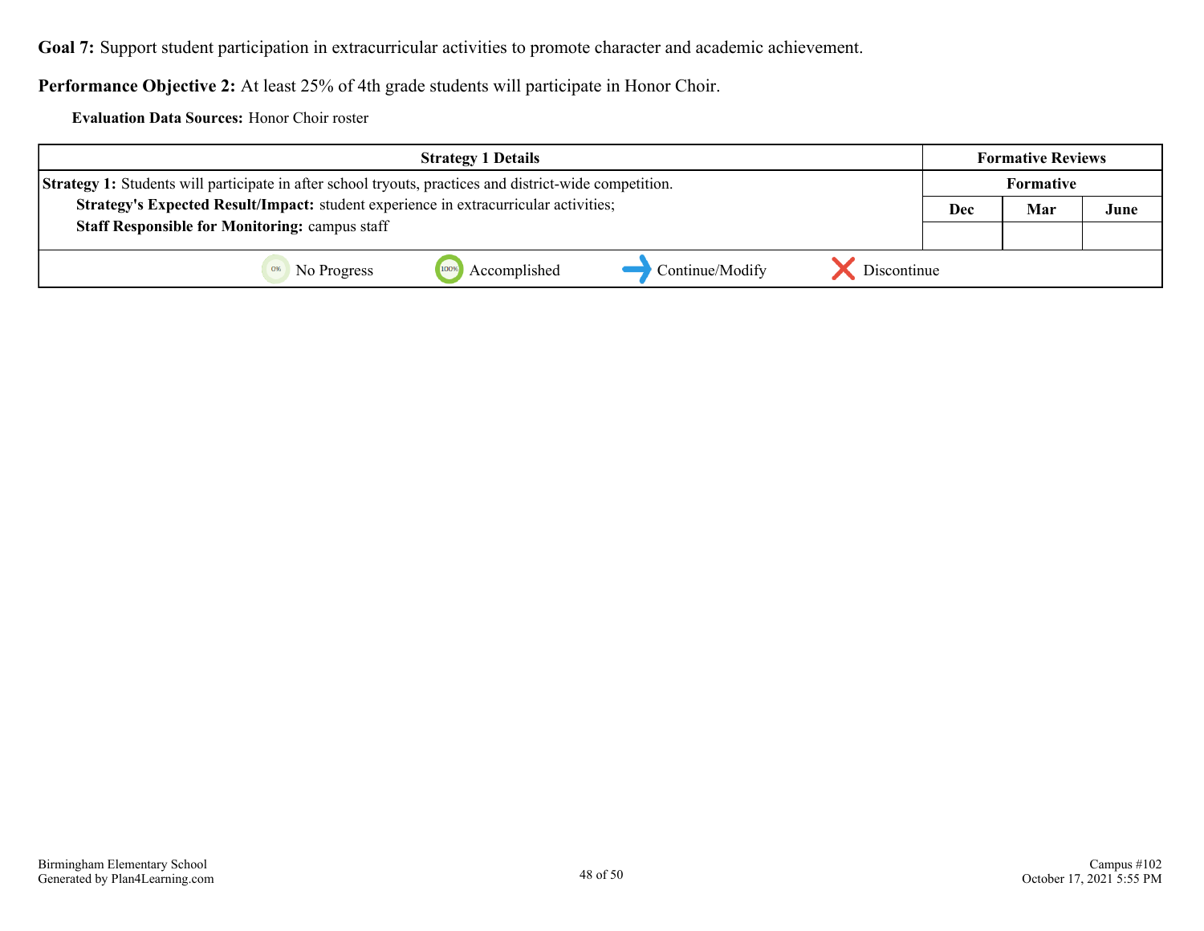**Goal 7:** Support student participation in extracurricular activities to promote character and academic achievement.

**Performance Objective 2:** At least 25% of 4th grade students will participate in Honor Choir.

**Evaluation Data Sources:** Honor Choir roster

| Strategy 1 Details | Formative Reviews | | |
|---|---|---|---|
| | Formative | | |
| **Strategy 1:** Students will participate in after school tryouts, practices and district-wide competition.<br>**Strategy's Expected Result/Impact:** student experience in extracurricular activities;<br>**Staff Responsible for Monitoring:** campus staff | Dec | Mar | June |
| | | | |

No Progress | Accomplished | Continue/Modify | Discontinue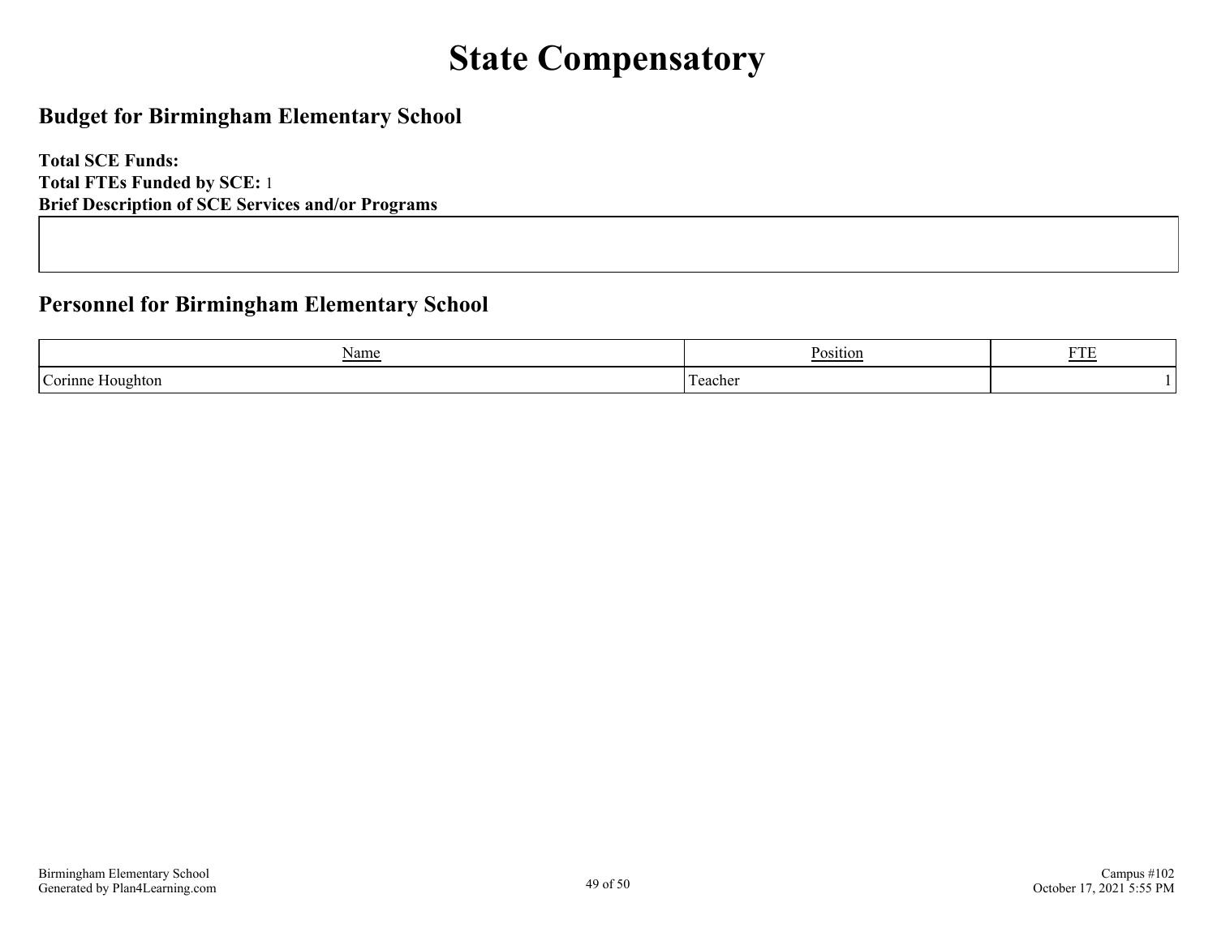# State Compensatory

## Budget for Birmingham Elementary School

**Total SCE Funds:**
**Total FTEs Funded by SCE:** 1
**Brief Description of SCE Services and/or Programs**

## Personnel for Birmingham Elementary School

| Name | Position | FTE |
|---|---|---|
| Corinne Houghton | Teacher | 1 |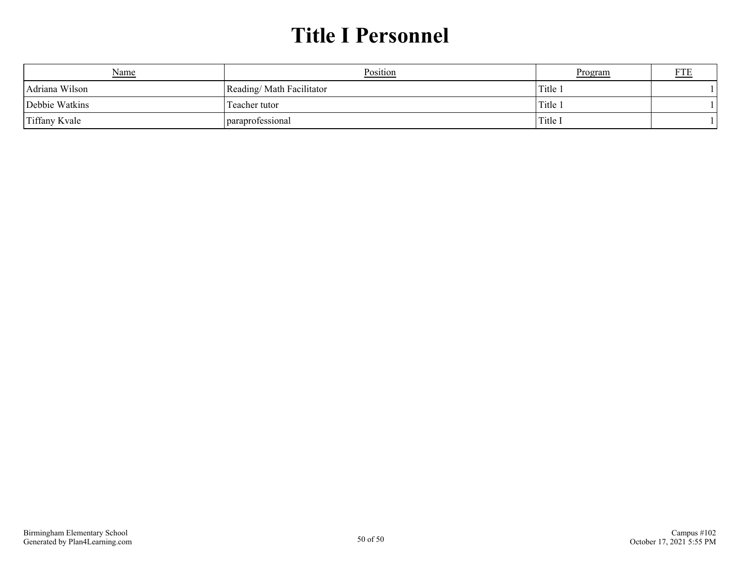# Title I Personnel

| Name | Position | Program | FTE |
|---|---|---|---|
| Adriana Wilson | Reading/ Math Facilitator | Title 1 | 1 |
| Debbie Watkins | Teacher tutor | Title 1 | 1 |
| Tiffany Kvale | paraprofessional | Title I | 1 |